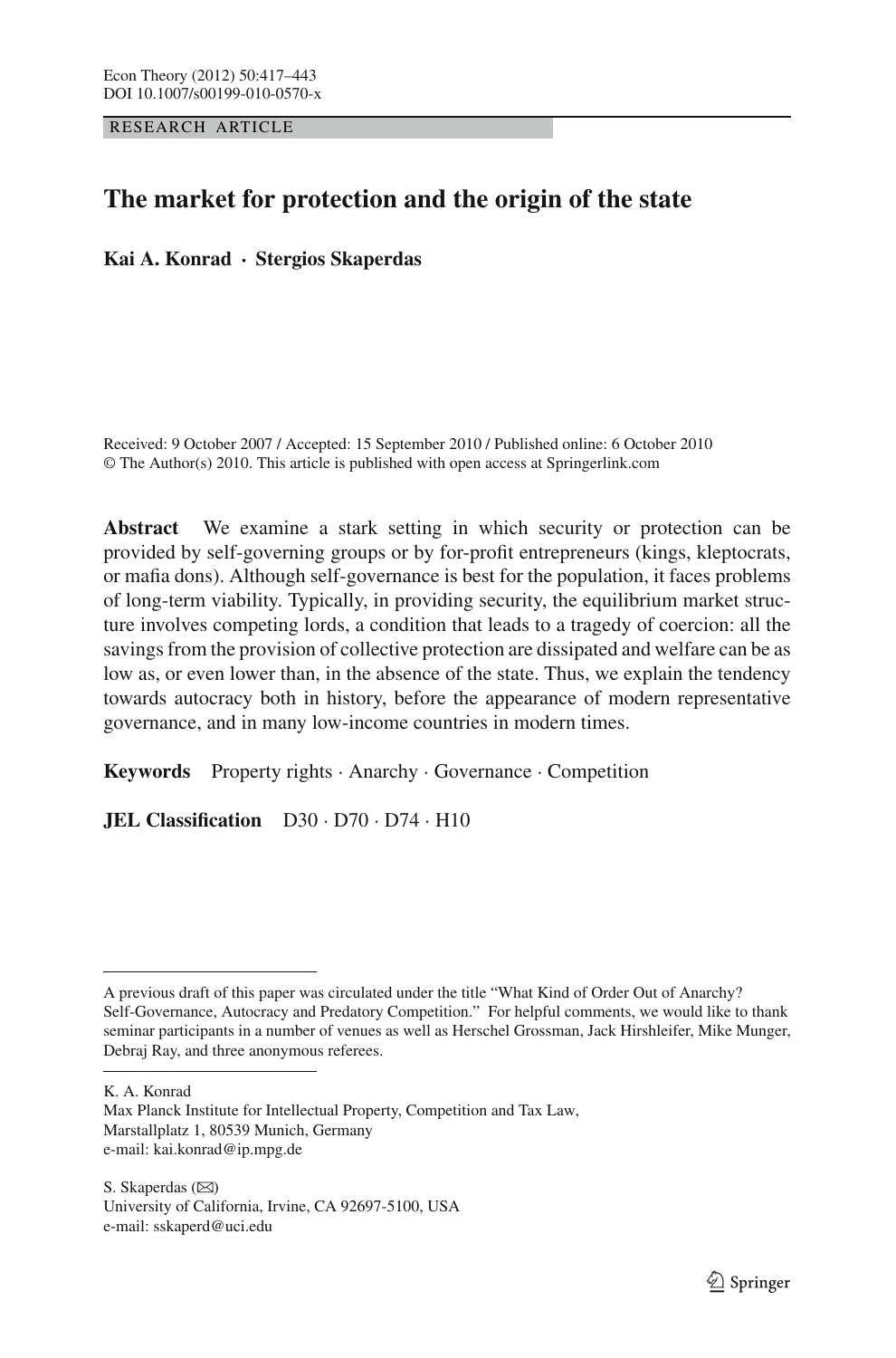RESEARCH ARTICLE

# The market for protection and the origin of the state

**Kai A. Konrad · Stergios Skaperdas**

Received: 9 October 2007 / Accepted: 15 September 2010 / Published online: 6 October 2010
© The Author(s) 2010. This article is published with open access at Springerlink.com

**Abstract** We examine a stark setting in which security or protection can be provided by self-governing groups or by for-profit entrepreneurs (kings, kleptocrats, or mafia dons). Although self-governance is best for the population, it faces problems of long-term viability. Typically, in providing security, the equilibrium market structure involves competing lords, a condition that leads to a tragedy of coercion: all the savings from the provision of collective protection are dissipated and welfare can be as low as, or even lower than, in the absence of the state. Thus, we explain the tendency towards autocracy both in history, before the appearance of modern representative governance, and in many low-income countries in modern times.

**Keywords** Property rights · Anarchy · Governance · Competition

**JEL Classification** D30 · D70 · D74 · H10

---

A previous draft of this paper was circulated under the title "What Kind of Order Out of Anarchy? Self-Governance, Autocracy and Predatory Competition." For helpful comments, we would like to thank seminar participants in a number of venues as well as Herschel Grossman, Jack Hirshleifer, Mike Munger, Debraj Ray, and three anonymous referees.

---

K. A. Konrad
Max Planck Institute for Intellectual Property, Competition and Tax Law,
Marstallplatz 1, 80539 Munich, Germany
e-mail: kai.konrad@ip.mpg.de

S. Skaperdas (✉)
University of California, Irvine, CA 92697-5100, USA
e-mail: sskaperd@uci.edu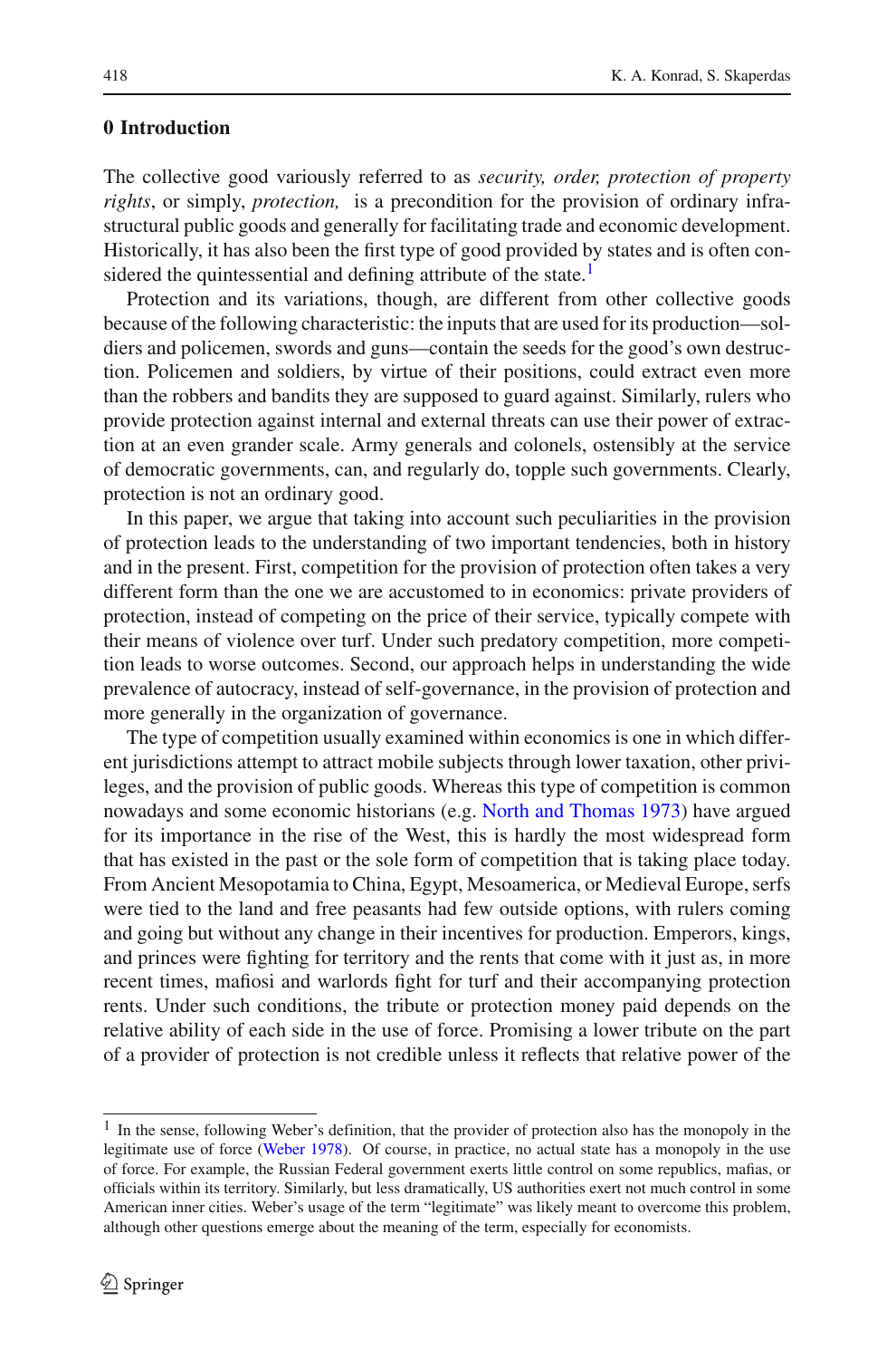## 0 Introduction

The collective good variously referred to as *security, order, protection of property rights*, or simply, *protection,* is a precondition for the provision of ordinary infrastructural public goods and generally for facilitating trade and economic development. Historically, it has also been the first type of good provided by states and is often considered the quintessential and defining attribute of the state.[1]

Protection and its variations, though, are different from other collective goods because of the following characteristic: the inputs that are used for its production—soldiers and policemen, swords and guns—contain the seeds for the good's own destruction. Policemen and soldiers, by virtue of their positions, could extract even more than the robbers and bandits they are supposed to guard against. Similarly, rulers who provide protection against internal and external threats can use their power of extraction at an even grander scale. Army generals and colonels, ostensibly at the service of democratic governments, can, and regularly do, topple such governments. Clearly, protection is not an ordinary good.

In this paper, we argue that taking into account such peculiarities in the provision of protection leads to the understanding of two important tendencies, both in history and in the present. First, competition for the provision of protection often takes a very different form than the one we are accustomed to in economics: private providers of protection, instead of competing on the price of their service, typically compete with their means of violence over turf. Under such predatory competition, more competition leads to worse outcomes. Second, our approach helps in understanding the wide prevalence of autocracy, instead of self-governance, in the provision of protection and more generally in the organization of governance.

The type of competition usually examined within economics is one in which different jurisdictions attempt to attract mobile subjects through lower taxation, other privileges, and the provision of public goods. Whereas this type of competition is common nowadays and some economic historians (e.g. North and Thomas 1973) have argued for its importance in the rise of the West, this is hardly the most widespread form that has existed in the past or the sole form of competition that is taking place today. From Ancient Mesopotamia to China, Egypt, Mesoamerica, or Medieval Europe, serfs were tied to the land and free peasants had few outside options, with rulers coming and going but without any change in their incentives for production. Emperors, kings, and princes were fighting for territory and the rents that come with it just as, in more recent times, mafiosi and warlords fight for turf and their accompanying protection rents. Under such conditions, the tribute or protection money paid depends on the relative ability of each side in the use of force. Promising a lower tribute on the part of a provider of protection is not credible unless it reflects that relative power of the

---

[1] In the sense, following Weber's definition, that the provider of protection also has the monopoly in the legitimate use of force (Weber 1978). Of course, in practice, no actual state has a monopoly in the use of force. For example, the Russian Federal government exerts little control on some republics, mafias, or officials within its territory. Similarly, but less dramatically, US authorities exert not much control in some American inner cities. Weber's usage of the term "legitimate" was likely meant to overcome this problem, although other questions emerge about the meaning of the term, especially for economists.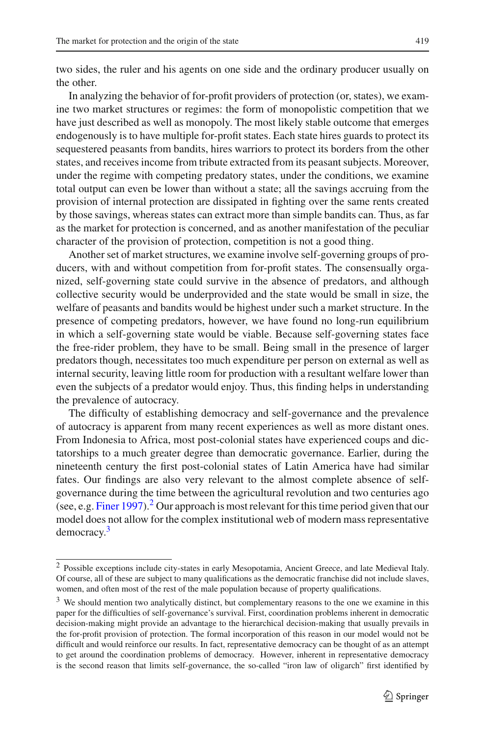two sides, the ruler and his agents on one side and the ordinary producer usually on the other.

In analyzing the behavior of for-profit providers of protection (or, states), we examine two market structures or regimes: the form of monopolistic competition that we have just described as well as monopoly. The most likely stable outcome that emerges endogenously is to have multiple for-profit states. Each state hires guards to protect its sequestered peasants from bandits, hires warriors to protect its borders from the other states, and receives income from tribute extracted from its peasant subjects. Moreover, under the regime with competing predatory states, under the conditions, we examine total output can even be lower than without a state; all the savings accruing from the provision of internal protection are dissipated in fighting over the same rents created by those savings, whereas states can extract more than simple bandits can. Thus, as far as the market for protection is concerned, and as another manifestation of the peculiar character of the provision of protection, competition is not a good thing.

Another set of market structures, we examine involve self-governing groups of producers, with and without competition from for-profit states. The consensually organized, self-governing state could survive in the absence of predators, and although collective security would be underprovided and the state would be small in size, the welfare of peasants and bandits would be highest under such a market structure. In the presence of competing predators, however, we have found no long-run equilibrium in which a self-governing state would be viable. Because self-governing states face the free-rider problem, they have to be small. Being small in the presence of larger predators though, necessitates too much expenditure per person on external as well as internal security, leaving little room for production with a resultant welfare lower than even the subjects of a predator would enjoy. Thus, this finding helps in understanding the prevalence of autocracy.

The difficulty of establishing democracy and self-governance and the prevalence of autocracy is apparent from many recent experiences as well as more distant ones. From Indonesia to Africa, most post-colonial states have experienced coups and dictatorships to a much greater degree than democratic governance. Earlier, during the nineteenth century the first post-colonial states of Latin America have had similar fates. Our findings are also very relevant to the almost complete absence of self-governance during the time between the agricultural revolution and two centuries ago (see, e.g. Finer 1997).[2] Our approach is most relevant for this time period given that our model does not allow for the complex institutional web of modern mass representative democracy.[3]

---

[2] Possible exceptions include city-states in early Mesopotamia, Ancient Greece, and late Medieval Italy. Of course, all of these are subject to many qualifications as the democratic franchise did not include slaves, women, and often most of the rest of the male population because of property qualifications.

[3] We should mention two analytically distinct, but complementary reasons to the one we examine in this paper for the difficulties of self-governance's survival. First, coordination problems inherent in democratic decision-making might provide an advantage to the hierarchical decision-making that usually prevails in the for-profit provision of protection. The formal incorporation of this reason in our model would not be difficult and would reinforce our results. In fact, representative democracy can be thought of as an attempt to get around the coordination problems of democracy. However, inherent in representative democracy is the second reason that limits self-governance, the so-called "iron law of oligarch" first identified by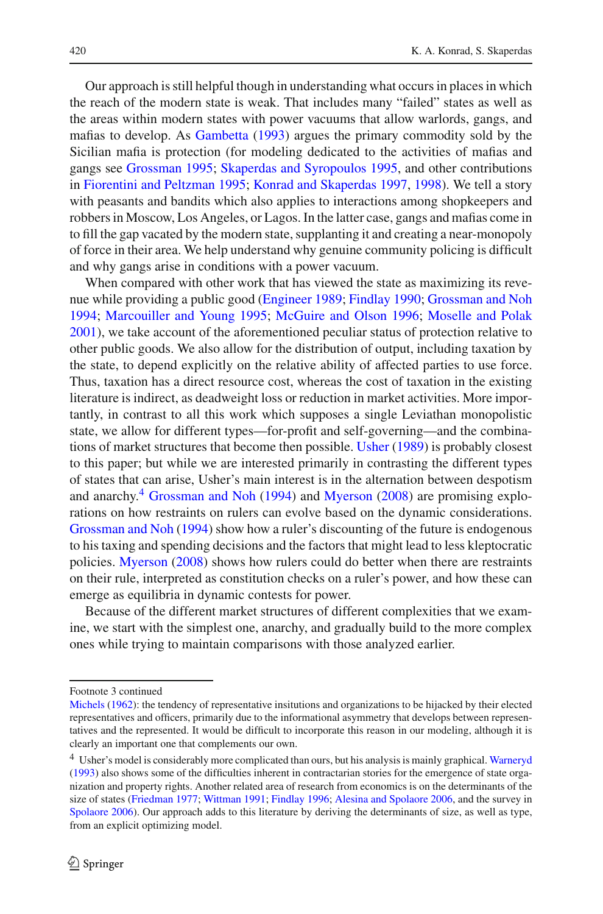Our approach is still helpful though in understanding what occurs in places in which the reach of the modern state is weak. That includes many "failed" states as well as the areas within modern states with power vacuums that allow warlords, gangs, and mafias to develop. As Gambetta (1993) argues the primary commodity sold by the Sicilian mafia is protection (for modeling dedicated to the activities of mafias and gangs see Grossman 1995; Skaperdas and Syropoulos 1995, and other contributions in Fiorentini and Peltzman 1995; Konrad and Skaperdas 1997, 1998). We tell a story with peasants and bandits which also applies to interactions among shopkeepers and robbers in Moscow, Los Angeles, or Lagos. In the latter case, gangs and mafias come in to fill the gap vacated by the modern state, supplanting it and creating a near-monopoly of force in their area. We help understand why genuine community policing is difficult and why gangs arise in conditions with a power vacuum.

When compared with other work that has viewed the state as maximizing its revenue while providing a public good (Engineer 1989; Findlay 1990; Grossman and Noh 1994; Marcouiller and Young 1995; McGuire and Olson 1996; Moselle and Polak 2001), we take account of the aforementioned peculiar status of protection relative to other public goods. We also allow for the distribution of output, including taxation by the state, to depend explicitly on the relative ability of affected parties to use force. Thus, taxation has a direct resource cost, whereas the cost of taxation in the existing literature is indirect, as deadweight loss or reduction in market activities. More importantly, in contrast to all this work which supposes a single Leviathan monopolistic state, we allow for different types—for-profit and self-governing—and the combinations of market structures that become then possible. Usher (1989) is probably closest to this paper; but while we are interested primarily in contrasting the different types of states that can arise, Usher's main interest is in the alternation between despotism and anarchy.[4] Grossman and Noh (1994) and Myerson (2008) are promising explorations on how restraints on rulers can evolve based on the dynamic considerations. Grossman and Noh (1994) show how a ruler's discounting of the future is endogenous to his taxing and spending decisions and the factors that might lead to less kleptocratic policies. Myerson (2008) shows how rulers could do better when there are restraints on their rule, interpreted as constitution checks on a ruler's power, and how these can emerge as equilibria in dynamic contests for power.

Because of the different market structures of different complexities that we examine, we start with the simplest one, anarchy, and gradually build to the more complex ones while trying to maintain comparisons with those analyzed earlier.

---

Footnote 3 continued
Michels (1962): the tendency of representative insitutions and organizations to be hijacked by their elected representatives and officers, primarily due to the informational asymmetry that develops between representatives and the represented. It would be difficult to incorporate this reason in our modeling, although it is clearly an important one that complements our own.

[4] Usher's model is considerably more complicated than ours, but his analysis is mainly graphical. Warneryd (1993) also shows some of the difficulties inherent in contractarian stories for the emergence of state organization and property rights. Another related area of research from economics is on the determinants of the size of states (Friedman 1977; Wittman 1991; Findlay 1996; Alesina and Spolaore 2006, and the survey in Spolaore 2006). Our approach adds to this literature by deriving the determinants of size, as well as type, from an explicit optimizing model.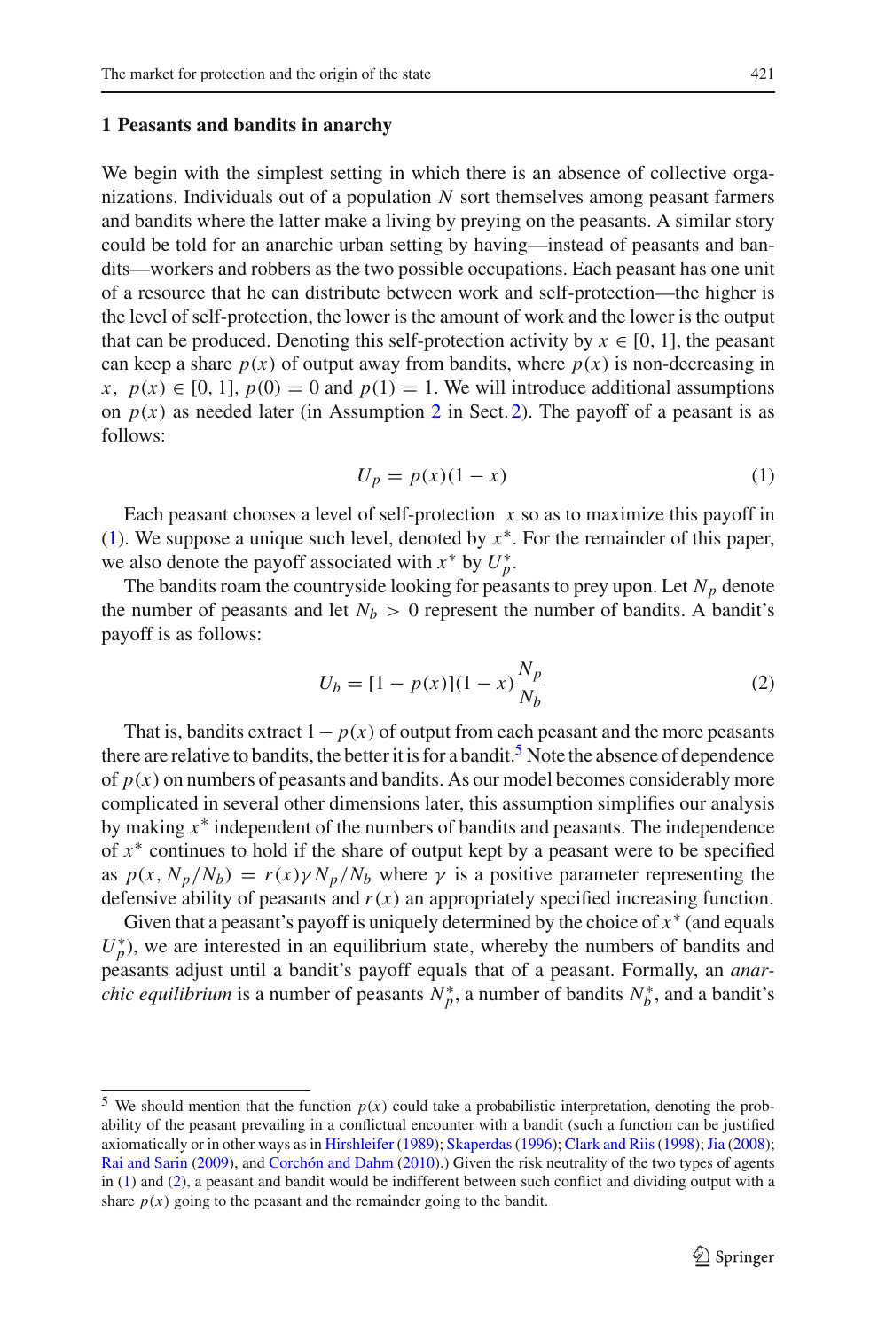## 1 Peasants and bandits in anarchy

We begin with the simplest setting in which there is an absence of collective organizations. Individuals out of a population $N$ sort themselves among peasant farmers and bandits where the latter make a living by preying on the peasants. A similar story could be told for an anarchic urban setting by having—instead of peasants and bandits—workers and robbers as the two possible occupations. Each peasant has one unit of a resource that he can distribute between work and self-protection—the higher is the level of self-protection, the lower is the amount of work and the lower is the output that can be produced. Denoting this self-protection activity by $x \in [0, 1]$, the peasant can keep a share $p(x)$ of output away from bandits, where $p(x)$ is non-decreasing in $x$, $p(x) \in [0, 1]$, $p(0) = 0$ and $p(1) = 1$. We will introduce additional assumptions on $p(x)$ as needed later (in Assumption 2 in Sect. 2). The payoff of a peasant is as follows:

$$U_p = p(x)(1 - x) \tag{1}$$

Each peasant chooses a level of self-protection $x$ so as to maximize this payoff in (1). We suppose a unique such level, denoted by $x^*$. For the remainder of this paper, we also denote the payoff associated with $x^*$ by $U_p^*$.

The bandits roam the countryside looking for peasants to prey upon. Let $N_p$ denote the number of peasants and let $N_b > 0$ represent the number of bandits. A bandit's payoff is as follows:

$$U_b = [1 - p(x)](1 - x)\frac{N_p}{N_b} \tag{2}$$

That is, bandits extract $1 - p(x)$ of output from each peasant and the more peasants there are relative to bandits, the better it is for a bandit.[5] Note the absence of dependence of $p(x)$ on numbers of peasants and bandits. As our model becomes considerably more complicated in several other dimensions later, this assumption simplifies our analysis by making $x^*$ independent of the numbers of bandits and peasants. The independence of $x^*$ continues to hold if the share of output kept by a peasant were to be specified as $p(x, N_p/N_b) = r(x)\gamma N_p/N_b$ where $\gamma$ is a positive parameter representing the defensive ability of peasants and $r(x)$ an appropriately specified increasing function.

Given that a peasant's payoff is uniquely determined by the choice of $x^*$ (and equals $U_p^*$), we are interested in an equilibrium state, whereby the numbers of bandits and peasants adjust until a bandit's payoff equals that of a peasant. Formally, an *anarchic equilibrium* is a number of peasants $N_p^*$, a number of bandits $N_b^*$, and a bandit's

---

[5] We should mention that the function $p(x)$ could take a probabilistic interpretation, denoting the probability of the peasant prevailing in a conflictual encounter with a bandit (such a function can be justified axiomatically or in other ways as in Hirshleifer (1989); Skaperdas (1996); Clark and Riis (1998); Jia (2008); Rai and Sarin (2009), and Corchón and Dahm (2010).) Given the risk neutrality of the two types of agents in (1) and (2), a peasant and bandit would be indifferent between such conflict and dividing output with a share $p(x)$ going to the peasant and the remainder going to the bandit.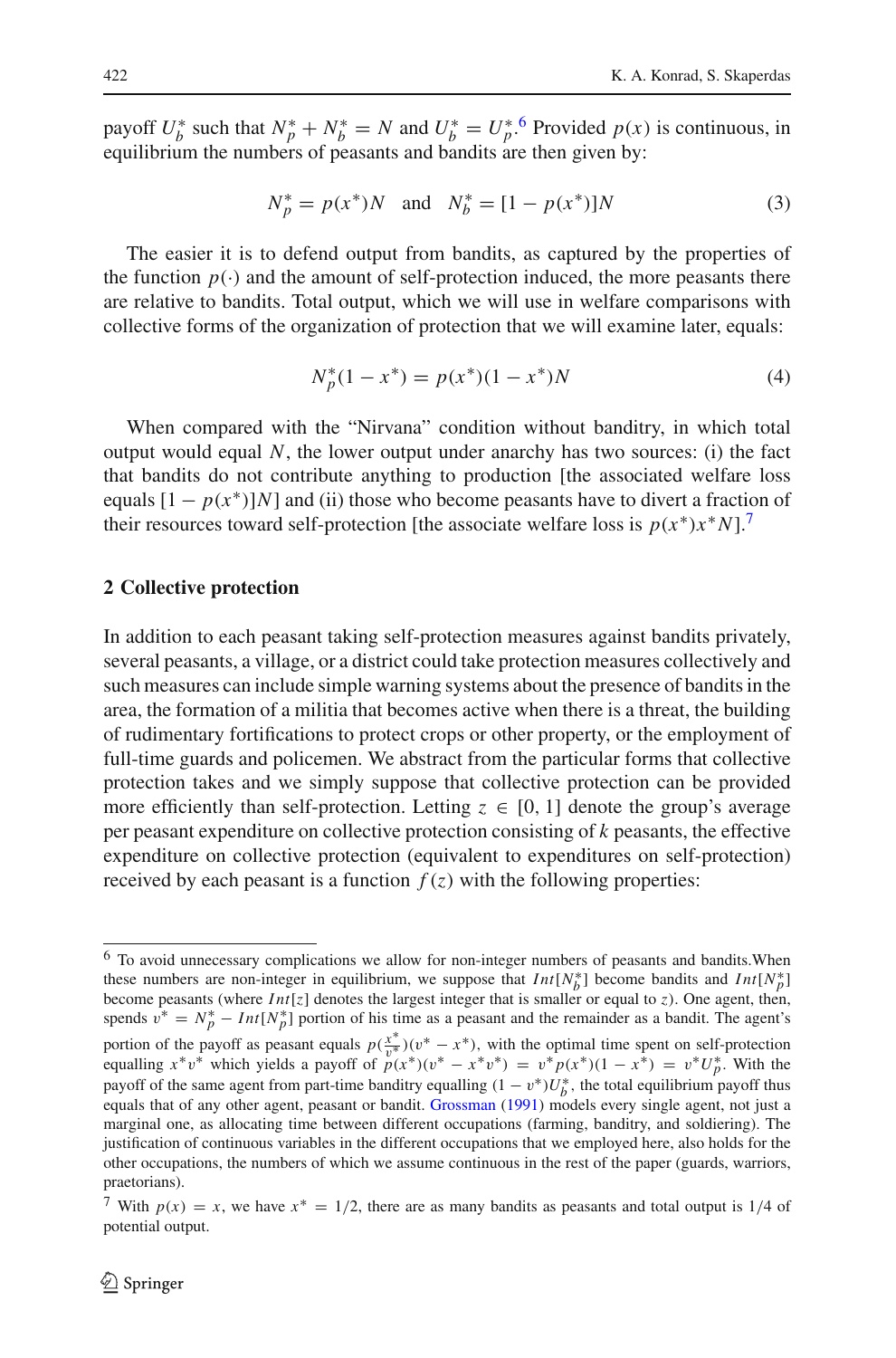payoff $U_b^*$ such that $N_p^* + N_b^* = N$ and $U_b^* = U_p^*$.[6] Provided $p(x)$ is continuous, in equilibrium the numbers of peasants and bandits are then given by:

$$N_p^* = p(x^*)N \quad \text{and} \quad N_b^* = [1 - p(x^*)]N \tag{3}$$

The easier it is to defend output from bandits, as captured by the properties of the function $p(\cdot)$ and the amount of self-protection induced, the more peasants there are relative to bandits. Total output, which we will use in welfare comparisons with collective forms of the organization of protection that we will examine later, equals:

$$N_p^*(1 - x^*) = p(x^*)(1 - x^*)N \tag{4}$$

When compared with the "Nirvana" condition without banditry, in which total output would equal $N$, the lower output under anarchy has two sources: (i) the fact that bandits do not contribute anything to production [the associated welfare loss equals $[1 - p(x^*)]N$] and (ii) those who become peasants have to divert a fraction of their resources toward self-protection [the associate welfare loss is $p(x^*)x^*N$].[7]

## 2 Collective protection

In addition to each peasant taking self-protection measures against bandits privately, several peasants, a village, or a district could take protection measures collectively and such measures can include simple warning systems about the presence of bandits in the area, the formation of a militia that becomes active when there is a threat, the building of rudimentary fortifications to protect crops or other property, or the employment of full-time guards and policemen. We abstract from the particular forms that collective protection takes and we simply suppose that collective protection can be provided more efficiently than self-protection. Letting $z \in [0, 1]$ denote the group's average per peasant expenditure on collective protection consisting of $k$ peasants, the effective expenditure on collective protection (equivalent to expenditures on self-protection) received by each peasant is a function $f(z)$ with the following properties:

---

[6] To avoid unnecessary complications we allow for non-integer numbers of peasants and bandits. When these numbers are non-integer in equilibrium, we suppose that $Int[N_b^*]$ become bandits and $Int[N_p^*]$ become peasants (where $Int[z]$ denotes the largest integer that is smaller or equal to $z$). One agent, then, spends $v^* = N_p^* - Int[N_p^*]$ portion of his time as a peasant and the remainder as a bandit. The agent's portion of the payoff as peasant equals $p(\frac{x^*}{v^*})(v^* - x^*)$, with the optimal time spent on self-protection equalling $x^*v^*$ which yields a payoff of $p(x^*)(v^* - x^*v^*) = v^*p(x^*)(1 - x^*) = v^*U_p^*$. With the payoff of the same agent from part-time banditry equalling $(1 - v^*)U_b^*$, the total equilibrium payoff thus equals that of any other agent, peasant or bandit. Grossman (1991) models every single agent, not just a marginal one, as allocating time between different occupations (farming, banditry, and soldiering). The justification of continuous variables in the different occupations that we employed here, also holds for the other occupations, the numbers of which we assume continuous in the rest of the paper (guards, warriors, praetorians).

[7] With $p(x) = x$, we have $x^* = 1/2$, there are as many bandits as peasants and total output is 1/4 of potential output.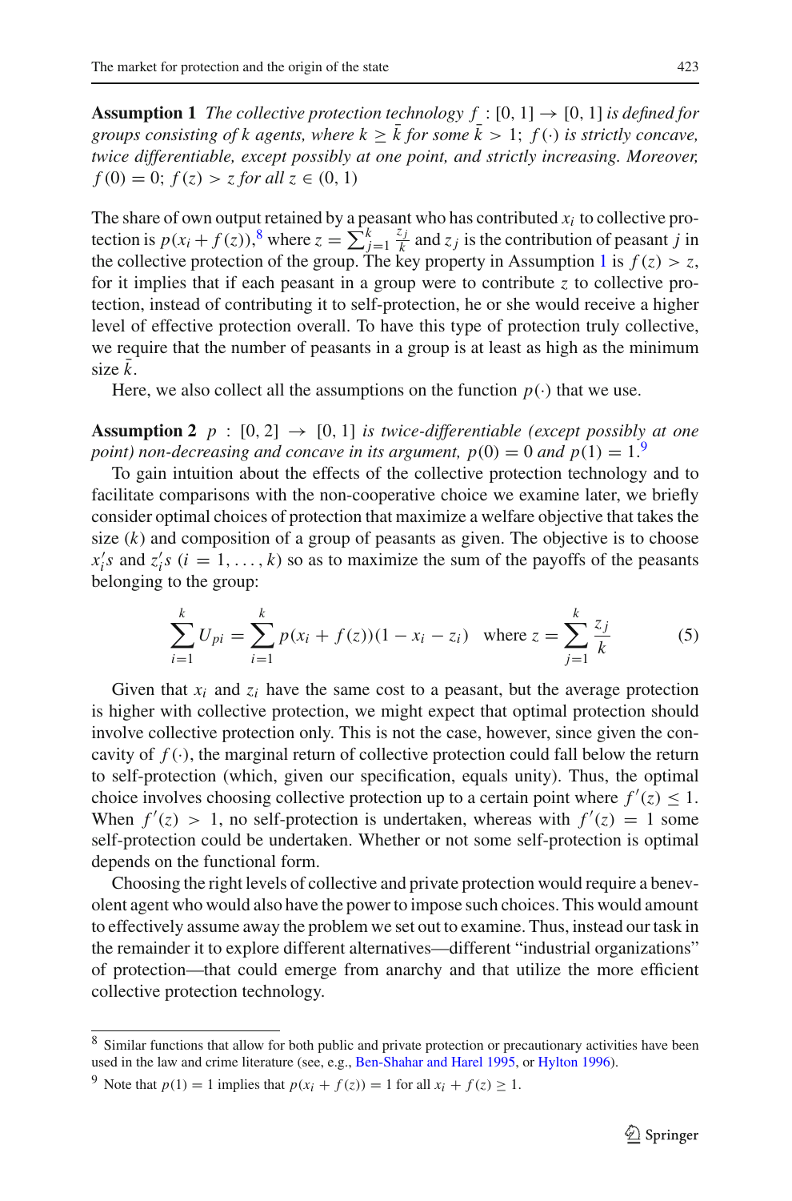**Assumption 1** *The collective protection technology $f : [0, 1] \rightarrow [0, 1]$ is defined for groups consisting of $k$ agents, where $k \geq \bar{k}$ for some $\bar{k} > 1$; $f(\cdot)$ is strictly concave, twice differentiable, except possibly at one point, and strictly increasing. Moreover, $f(0) = 0$; $f(z) > z$ for all $z \in (0, 1)$*

The share of own output retained by a peasant who has contributed $x_i$ to collective protection is $p(x_i + f(z))$,[8] where $z = \sum_{j=1}^{k} \frac{z_j}{k}$ and $z_j$ is the contribution of peasant $j$ in the collective protection of the group. The key property in Assumption 1 is $f(z) > z$, for it implies that if each peasant in a group were to contribute $z$ to collective protection, instead of contributing it to self-protection, he or she would receive a higher level of effective protection overall. To have this type of protection truly collective, we require that the number of peasants in a group is at least as high as the minimum size $\bar{k}$.

Here, we also collect all the assumptions on the function $p(\cdot)$ that we use.

**Assumption 2** $p : [0, 2] \rightarrow [0, 1]$ *is twice-differentiable (except possibly at one point) non-decreasing and concave in its argument, $p(0) = 0$ and $p(1) = 1$.*[9]

To gain intuition about the effects of the collective protection technology and to facilitate comparisons with the non-cooperative choice we examine later, we briefly consider optimal choices of protection that maximize a welfare objective that takes the size ($k$) and composition of a group of peasants as given. The objective is to choose $x_i's$ and $z_i's$ ($i = 1, \ldots, k$) so as to maximize the sum of the payoffs of the peasants belonging to the group:

$$\sum_{i=1}^{k} U_{pi} = \sum_{i=1}^{k} p(x_i + f(z))(1 - x_i - z_i) \quad \text{where } z = \sum_{j=1}^{k} \frac{z_j}{k} \tag{5}$$

Given that $x_i$ and $z_i$ have the same cost to a peasant, but the average protection is higher with collective protection, we might expect that optimal protection should involve collective protection only. This is not the case, however, since given the concavity of $f(\cdot)$, the marginal return of collective protection could fall below the return to self-protection (which, given our specification, equals unity). Thus, the optimal choice involves choosing collective protection up to a certain point where $f'(z) \leq 1$. When $f'(z) > 1$, no self-protection is undertaken, whereas with $f'(z) = 1$ some self-protection could be undertaken. Whether or not some self-protection is optimal depends on the functional form.

Choosing the right levels of collective and private protection would require a benevolent agent who would also have the power to impose such choices. This would amount to effectively assume away the problem we set out to examine. Thus, instead our task in the remainder it to explore different alternatives—different "industrial organizations" of protection—that could emerge from anarchy and that utilize the more efficient collective protection technology.

---

[8] Similar functions that allow for both public and private protection or precautionary activities have been used in the law and crime literature (see, e.g., Ben-Shahar and Harel 1995, or Hylton 1996).

[9] Note that $p(1) = 1$ implies that $p(x_i + f(z)) = 1$ for all $x_i + f(z) \geq 1$.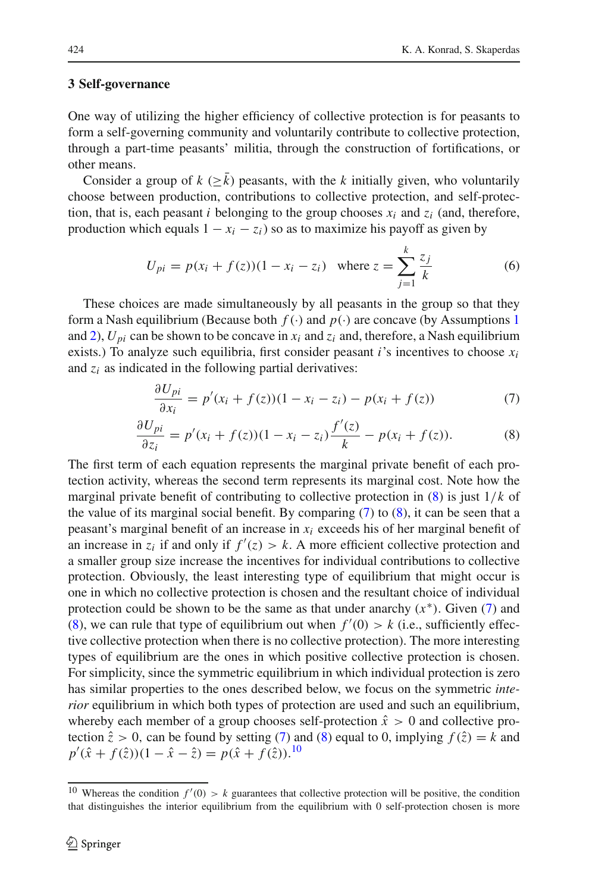## 3 Self-governance

One way of utilizing the higher efficiency of collective protection is for peasants to form a self-governing community and voluntarily contribute to collective protection, through a part-time peasants' militia, through the construction of fortifications, or other means.

Consider a group of $k$ $(\geq \bar{k})$ peasants, with the $k$ initially given, who voluntarily choose between production, contributions to collective protection, and self-protection, that is, each peasant $i$ belonging to the group chooses $x_i$ and $z_i$ (and, therefore, production which equals $1 - x_i - z_i$) so as to maximize his payoff as given by

$$U_{pi} = p(x_i + f(z))(1 - x_i - z_i) \quad \text{where } z = \sum_{j=1}^{k} \frac{z_j}{k} \tag{6}$$

These choices are made simultaneously by all peasants in the group so that they form a Nash equilibrium (Because both $f(\cdot)$ and $p(\cdot)$ are concave (by Assumptions 1 and 2), $U_{pi}$ can be shown to be concave in $x_i$ and $z_i$ and, therefore, a Nash equilibrium exists.) To analyze such equilibria, first consider peasant $i$'s incentives to choose $x_i$ and $z_i$ as indicated in the following partial derivatives:

$$\frac{\partial U_{pi}}{\partial x_i} = p'(x_i + f(z))(1 - x_i - z_i) - p(x_i + f(z)) \tag{7}$$

$$\frac{\partial U_{pi}}{\partial z_i} = p'(x_i + f(z))(1 - x_i - z_i)\frac{f'(z)}{k} - p(x_i + f(z)). \tag{8}$$

The first term of each equation represents the marginal private benefit of each protection activity, whereas the second term represents its marginal cost. Note how the marginal private benefit of contributing to collective protection in (8) is just $1/k$ of the value of its marginal social benefit. By comparing (7) to (8), it can be seen that a peasant's marginal benefit of an increase in $x_i$ exceeds his of her marginal benefit of an increase in $z_i$ if and only if $f'(z) > k$. A more efficient collective protection and a smaller group size increase the incentives for individual contributions to collective protection. Obviously, the least interesting type of equilibrium that might occur is one in which no collective protection is chosen and the resultant choice of individual protection could be shown to be the same as that under anarchy ($x^*$). Given (7) and (8), we can rule that type of equilibrium out when $f'(0) > k$ (i.e., sufficiently effective collective protection when there is no collective protection). The more interesting types of equilibrium are the ones in which positive collective protection is chosen. For simplicity, since the symmetric equilibrium in which individual protection is zero has similar properties to the ones described below, we focus on the symmetric *interior* equilibrium in which both types of protection are used and such an equilibrium, whereby each member of a group chooses self-protection $\hat{x} > 0$ and collective protection $\hat{z} > 0$, can be found by setting (7) and (8) equal to 0, implying $f(\hat{z}) = k$ and $p'(\hat{x} + f(\hat{z}))(1 - \hat{x} - \hat{z}) = p(\hat{x} + f(\hat{z}))$.[10]

[10] Whereas the condition $f'(0) > k$ guarantees that collective protection will be positive, the condition that distinguishes the interior equilibrium from the equilibrium with 0 self-protection chosen is more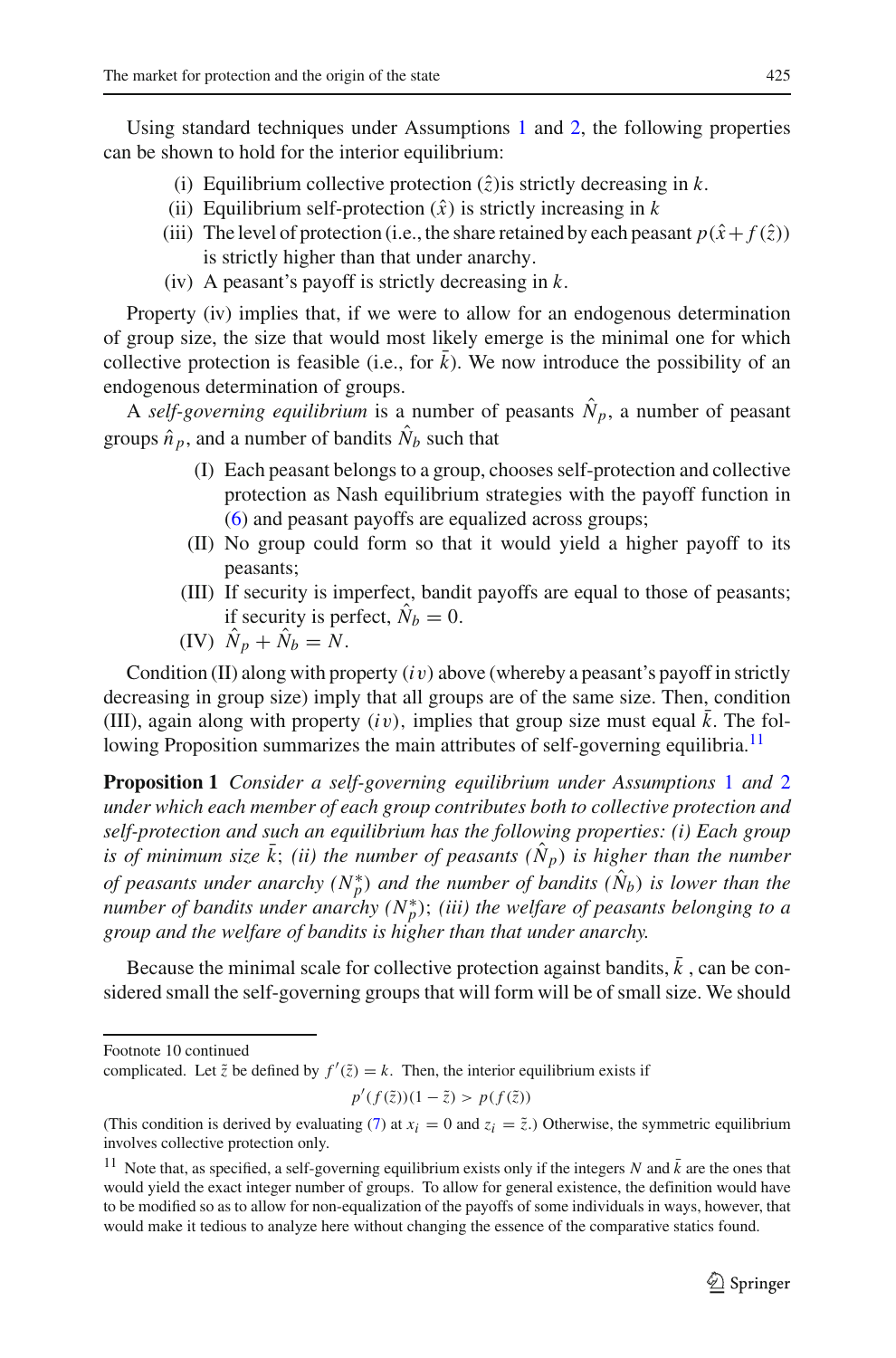Using standard techniques under Assumptions 1 and 2, the following properties can be shown to hold for the interior equilibrium:

(i) Equilibrium collective protection ($\hat{z}$)is strictly decreasing in $k$.
(ii) Equilibrium self-protection ($\hat{x}$) is strictly increasing in $k$
(iii) The level of protection (i.e., the share retained by each peasant $p(\hat{x}+f(\hat{z}))$ is strictly higher than that under anarchy.
(iv) A peasant's payoff is strictly decreasing in $k$.

Property (iv) implies that, if we were to allow for an endogenous determination of group size, the size that would most likely emerge is the minimal one for which collective protection is feasible (i.e., for $\bar{k}$). We now introduce the possibility of an endogenous determination of groups.

A *self-governing equilibrium* is a number of peasants $\hat{N}_p$, a number of peasant groups $\hat{n}_p$, and a number of bandits $\hat{N}_b$ such that

(I) Each peasant belongs to a group, chooses self-protection and collective protection as Nash equilibrium strategies with the payoff function in (6) and peasant payoffs are equalized across groups;
(II) No group could form so that it would yield a higher payoff to its peasants;
(III) If security is imperfect, bandit payoffs are equal to those of peasants; if security is perfect, $\hat{N}_b = 0$.
(IV) $\hat{N}_p + \hat{N}_b = N$.

Condition (II) along with property $(iv)$ above (whereby a peasant's payoff in strictly decreasing in group size) imply that all groups are of the same size. Then, condition (III), again along with property $(iv)$, implies that group size must equal $\bar{k}$. The following Proposition summarizes the main attributes of self-governing equilibria.[11]

**Proposition 1** *Consider a self-governing equilibrium under Assumptions 1 and 2 under which each member of each group contributes both to collective protection and self-protection and such an equilibrium has the following properties: (i) Each group is of minimum size $\bar{k}$; (ii) the number of peasants ($\hat{N}_p$) is higher than the number of peasants under anarchy ($N_p^*$) and the number of bandits ($\hat{N}_b$) is lower than the number of bandits under anarchy ($N_p^*$); (iii) the welfare of peasants belonging to a group and the welfare of bandits is higher than that under anarchy.*

Because the minimal scale for collective protection against bandits, $\bar{k}$ , can be considered small the self-governing groups that will form will be of small size. We should

---

Footnote 10 continued
complicated. Let $\tilde{z}$ be defined by $f'(\tilde{z}) = k$. Then, the interior equilibrium exists if

$$p'(f(\tilde{z}))(1-\tilde{z}) > p(f(\tilde{z}))$$

(This condition is derived by evaluating (7) at $x_i = 0$ and $z_i = \tilde{z}$.) Otherwise, the symmetric equilibrium involves collective protection only.

[11] Note that, as specified, a self-governing equilibrium exists only if the integers $N$ and $\bar{k}$ are the ones that would yield the exact integer number of groups. To allow for general existence, the definition would have to be modified so as to allow for non-equalization of the payoffs of some individuals in ways, however, that would make it tedious to analyze here without changing the essence of the comparative statics found.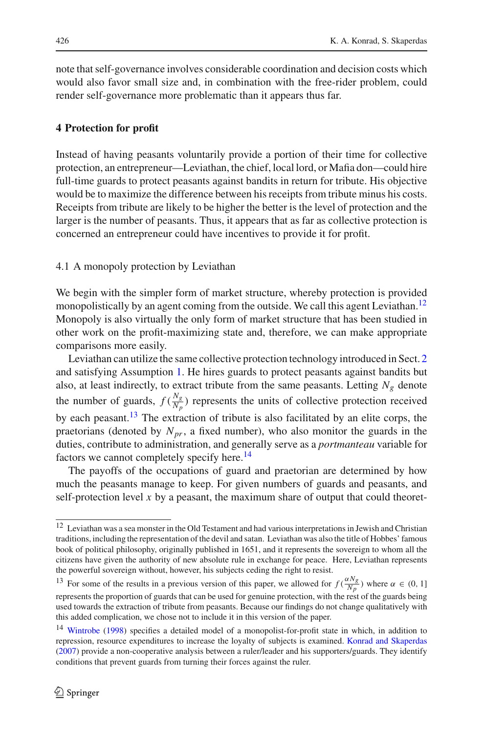note that self-governance involves considerable coordination and decision costs which would also favor small size and, in combination with the free-rider problem, could render self-governance more problematic than it appears thus far.

## 4 Protection for profit

Instead of having peasants voluntarily provide a portion of their time for collective protection, an entrepreneur—Leviathan, the chief, local lord, or Mafia don—could hire full-time guards to protect peasants against bandits in return for tribute. His objective would be to maximize the difference between his receipts from tribute minus his costs. Receipts from tribute are likely to be higher the better is the level of protection and the larger is the number of peasants. Thus, it appears that as far as collective protection is concerned an entrepreneur could have incentives to provide it for profit.

### 4.1 A monopoly protection by Leviathan

We begin with the simpler form of market structure, whereby protection is provided monopolistically by an agent coming from the outside. We call this agent Leviathan.[12] Monopoly is also virtually the only form of market structure that has been studied in other work on the profit-maximizing state and, therefore, we can make appropriate comparisons more easily.

Leviathan can utilize the same collective protection technology introduced in Sect. 2 and satisfying Assumption 1. He hires guards to protect peasants against bandits but also, at least indirectly, to extract tribute from the same peasants. Letting $N_g$ denote the number of guards, $f(\frac{N_g}{N_p})$ represents the units of collective protection received by each peasant.[13] The extraction of tribute is also facilitated by an elite corps, the praetorians (denoted by $N_{pr}$, a fixed number), who also monitor the guards in the duties, contribute to administration, and generally serve as a *portmanteau* variable for factors we cannot completely specify here.[14]

The payoffs of the occupations of guard and praetorian are determined by how much the peasants manage to keep. For given numbers of guards and peasants, and self-protection level $x$ by a peasant, the maximum share of output that could theoret-

---

[12] Leviathan was a sea monster in the Old Testament and had various interpretations in Jewish and Christian traditions, including the representation of the devil and satan. Leviathan was also the title of Hobbes' famous book of political philosophy, originally published in 1651, and it represents the sovereign to whom all the citizens have given the authority of new absolute rule in exchange for peace. Here, Leviathan represents the powerful sovereign without, however, his subjects ceding the right to resist.

[13] For some of the results in a previous version of this paper, we allowed for $f(\frac{\alpha N_g}{N_p})$ where $\alpha \in (0, 1]$ represents the proportion of guards that can be used for genuine protection, with the rest of the guards being used towards the extraction of tribute from peasants. Because our findings do not change qualitatively with this added complication, we chose not to include it in this version of the paper.

[14] Wintrobe (1998) specifies a detailed model of a monopolist-for-profit state in which, in addition to repression, resource expenditures to increase the loyalty of subjects is examined. Konrad and Skaperdas (2007) provide a non-cooperative analysis between a ruler/leader and his supporters/guards. They identify conditions that prevent guards from turning their forces against the ruler.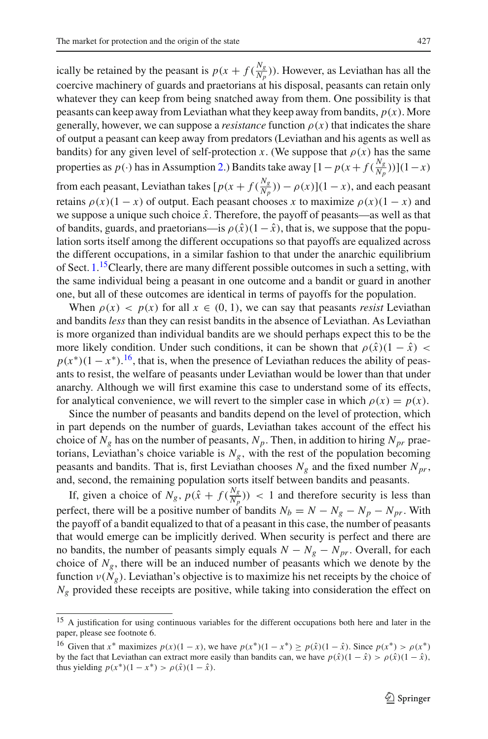ically be retained by the peasant is $p(x + f(\frac{N_g}{N_p}))$. However, as Leviathan has all the coercive machinery of guards and praetorians at his disposal, peasants can retain only whatever they can keep from being snatched away from them. One possibility is that peasants can keep away from Leviathan what they keep away from bandits, $p(x)$. More generally, however, we can suppose a *resistance* function $\rho(x)$ that indicates the share of output a peasant can keep away from predators (Leviathan and his agents as well as bandits) for any given level of self-protection $x$. (We suppose that $\rho(x)$ has the same properties as $p(\cdot)$ has in Assumption 2.) Bandits take away $[1 - p(x + f(\frac{N_g}{N_p}))](1 - x)$ from each peasant, Leviathan takes $[p(x + f(\frac{N_g}{N_p})) - \rho(x)](1 - x)$, and each peasant retains $\rho(x)(1 - x)$ of output. Each peasant chooses $x$ to maximize $\rho(x)(1 - x)$ and we suppose a unique such choice $\hat{x}$. Therefore, the payoff of peasants—as well as that of bandits, guards, and praetorians—is $\rho(\hat{x})(1 - \hat{x})$, that is, we suppose that the population sorts itself among the different occupations so that payoffs are equalized across the different occupations, in a similar fashion to that under the anarchic equilibrium of Sect. 1.[15] Clearly, there are many different possible outcomes in such a setting, with the same individual being a peasant in one outcome and a bandit or guard in another one, but all of these outcomes are identical in terms of payoffs for the population.

When $\rho(x) < p(x)$ for all $x \in (0, 1)$, we can say that peasants *resist* Leviathan and bandits *less* than they can resist bandits in the absence of Leviathan. As Leviathan is more organized than individual bandits are we should perhaps expect this to be the more likely condition. Under such conditions, it can be shown that $\rho(\hat{x})(1 - \hat{x}) < p(x^*)(1 - x^*)$.[16], that is, when the presence of Leviathan reduces the ability of peasants to resist, the welfare of peasants under Leviathan would be lower than that under anarchy. Although we will first examine this case to understand some of its effects, for analytical convenience, we will revert to the simpler case in which $\rho(x) = p(x)$.

Since the number of peasants and bandits depend on the level of protection, which in part depends on the number of guards, Leviathan takes account of the effect his choice of $N_g$ has on the number of peasants, $N_p$. Then, in addition to hiring $N_{pr}$ praetorians, Leviathan's choice variable is $N_g$, with the rest of the population becoming peasants and bandits. That is, first Leviathan chooses $N_g$ and the fixed number $N_{pr}$, and, second, the remaining population sorts itself between bandits and peasants.

If, given a choice of $N_g$, $p(\hat{x} + f(\frac{N_g}{N_p})) < 1$ and therefore security is less than perfect, there will be a positive number of bandits $N_b = N - N_g - N_p - N_{pr}$. With the payoff of a bandit equalized to that of a peasant in this case, the number of peasants that would emerge can be implicitly derived. When security is perfect and there are no bandits, the number of peasants simply equals $N - N_g - N_{pr}$. Overall, for each choice of $N_g$, there will be an induced number of peasants which we denote by the function $\nu(N_g)$. Leviathan's objective is to maximize his net receipts by the choice of $N_g$ provided these receipts are positive, while taking into consideration the effect on

---

[15] A justification for using continuous variables for the different occupations both here and later in the paper, please see footnote 6.

[16] Given that $x^*$ maximizes $p(x)(1 - x)$, we have $p(x^*)(1 - x^*) \geq p(\hat{x})(1 - \hat{x})$. Since $p(x^*) > \rho(x^*)$ by the fact that Leviathan can extract more easily than bandits can, we have $p(\hat{x})(1 - \hat{x}) > \rho(\hat{x})(1 - \hat{x})$, thus yielding $p(x^*)(1 - x^*) > \rho(\hat{x})(1 - \hat{x})$.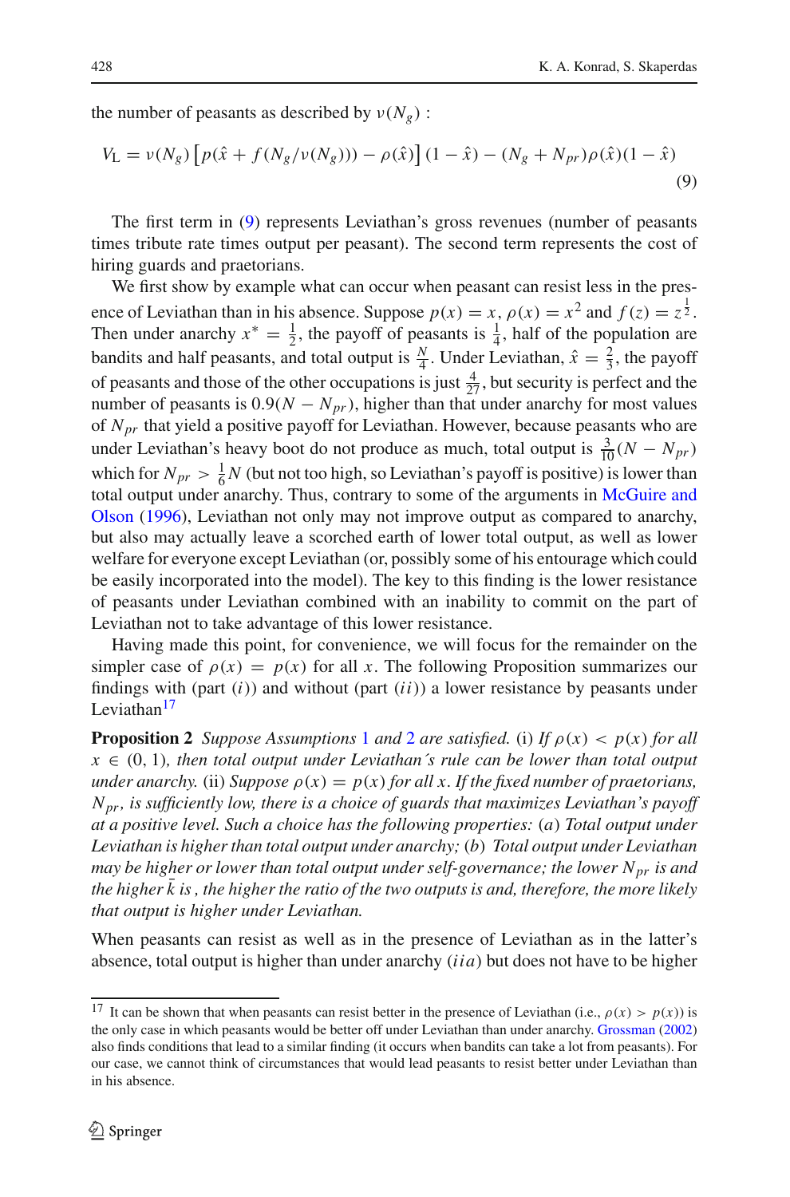the number of peasants as described by $\nu(N_g)$ :

$$V_{\mathrm{L}} = \nu(N_g)\left[p(\hat{x} + f(N_g/\nu(N_g))) - \rho(\hat{x})\right](1-\hat{x}) - (N_g + N_{pr})\rho(\hat{x})(1-\hat{x}) \tag{9}$$

The first term in (9) represents Leviathan's gross revenues (number of peasants times tribute rate times output per peasant). The second term represents the cost of hiring guards and praetorians.

We first show by example what can occur when peasant can resist less in the presence of Leviathan than in his absence. Suppose $p(x) = x$, $\rho(x) = x^2$ and $f(z) = z^{\frac{1}{2}}$. Then under anarchy $x^* = \frac{1}{2}$, the payoff of peasants is $\frac{1}{4}$, half of the population are bandits and half peasants, and total output is $\frac{N}{4}$. Under Leviathan, $\hat{x} = \frac{2}{3}$, the payoff of peasants and those of the other occupations is just $\frac{4}{27}$, but security is perfect and the number of peasants is $0.9(N - N_{pr})$, higher than that under anarchy for most values of $N_{pr}$ that yield a positive payoff for Leviathan. However, because peasants who are under Leviathan's heavy boot do not produce as much, total output is $\frac{3}{10}(N - N_{pr})$ which for $N_{pr} > \frac{1}{6}N$ (but not too high, so Leviathan's payoff is positive) is lower than total output under anarchy. Thus, contrary to some of the arguments in McGuire and Olson (1996), Leviathan not only may not improve output as compared to anarchy, but also may actually leave a scorched earth of lower total output, as well as lower welfare for everyone except Leviathan (or, possibly some of his entourage which could be easily incorporated into the model). The key to this finding is the lower resistance of peasants under Leviathan combined with an inability to commit on the part of Leviathan not to take advantage of this lower resistance.

Having made this point, for convenience, we will focus for the remainder on the simpler case of $\rho(x) = p(x)$ for all $x$. The following Proposition summarizes our findings with (part $(i)$) and without (part $(ii)$) a lower resistance by peasants under Leviathan[17]

**Proposition 2** *Suppose Assumptions 1 and 2 are satisfied.* (i) *If $\rho(x) < p(x)$ for all $x \in (0, 1)$, then total output under Leviathan´s rule can be lower than total output under anarchy.* (ii) *Suppose $\rho(x) = p(x)$ for all $x$. If the fixed number of praetorians, $N_{pr}$, is sufficiently low, there is a choice of guards that maximizes Leviathan's payoff at a positive level. Such a choice has the following properties:* ($a$) *Total output under Leviathan is higher than total output under anarchy;* ($b$) *Total output under Leviathan may be higher or lower than total output under self-governance; the lower $N_{pr}$ is and the higher $\bar{k}$ is , the higher the ratio of the two outputs is and, therefore, the more likely that output is higher under Leviathan.*

When peasants can resist as well as in the presence of Leviathan as in the latter's absence, total output is higher than under anarchy $(iia)$ but does not have to be higher

[17] It can be shown that when peasants can resist better in the presence of Leviathan (i.e., $\rho(x) > p(x)$) is the only case in which peasants would be better off under Leviathan than under anarchy. Grossman (2002) also finds conditions that lead to a similar finding (it occurs when bandits can take a lot from peasants). For our case, we cannot think of circumstances that would lead peasants to resist better under Leviathan than in his absence.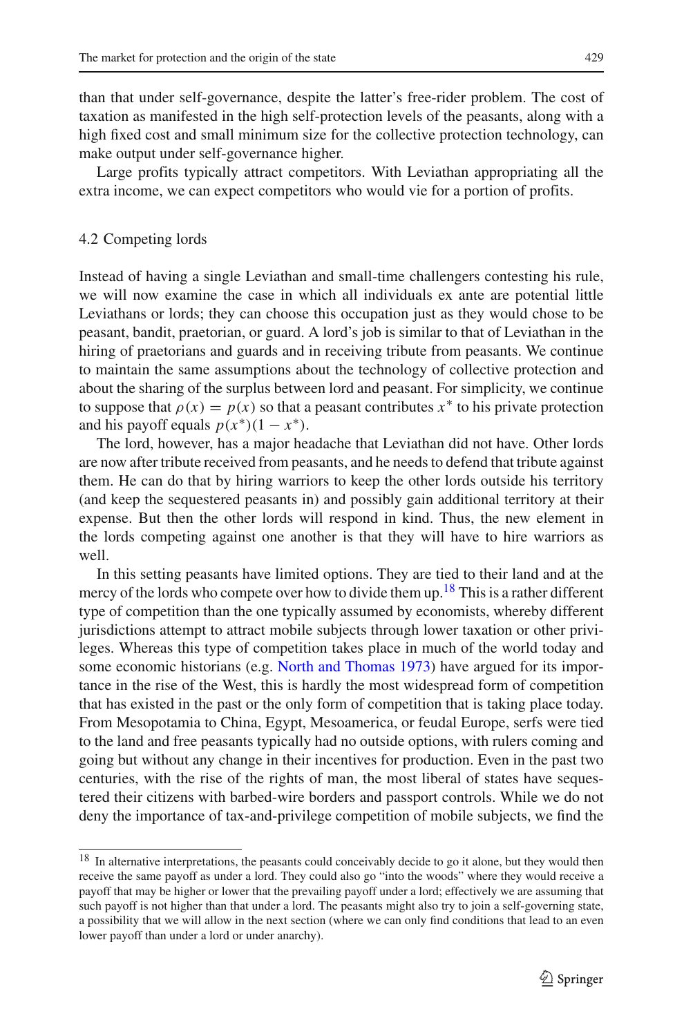than that under self-governance, despite the latter's free-rider problem. The cost of taxation as manifested in the high self-protection levels of the peasants, along with a high fixed cost and small minimum size for the collective protection technology, can make output under self-governance higher.

Large profits typically attract competitors. With Leviathan appropriating all the extra income, we can expect competitors who would vie for a portion of profits.

### 4.2 Competing lords

Instead of having a single Leviathan and small-time challengers contesting his rule, we will now examine the case in which all individuals ex ante are potential little Leviathans or lords; they can choose this occupation just as they would chose to be peasant, bandit, praetorian, or guard. A lord's job is similar to that of Leviathan in the hiring of praetorians and guards and in receiving tribute from peasants. We continue to maintain the same assumptions about the technology of collective protection and about the sharing of the surplus between lord and peasant. For simplicity, we continue to suppose that $\rho(x) = p(x)$ so that a peasant contributes $x^*$ to his private protection and his payoff equals $p(x^*)(1 - x^*)$.

The lord, however, has a major headache that Leviathan did not have. Other lords are now after tribute received from peasants, and he needs to defend that tribute against them. He can do that by hiring warriors to keep the other lords outside his territory (and keep the sequestered peasants in) and possibly gain additional territory at their expense. But then the other lords will respond in kind. Thus, the new element in the lords competing against one another is that they will have to hire warriors as well.

In this setting peasants have limited options. They are tied to their land and at the mercy of the lords who compete over how to divide them up.[18] This is a rather different type of competition than the one typically assumed by economists, whereby different jurisdictions attempt to attract mobile subjects through lower taxation or other privileges. Whereas this type of competition takes place in much of the world today and some economic historians (e.g. North and Thomas 1973) have argued for its importance in the rise of the West, this is hardly the most widespread form of competition that has existed in the past or the only form of competition that is taking place today. From Mesopotamia to China, Egypt, Mesoamerica, or feudal Europe, serfs were tied to the land and free peasants typically had no outside options, with rulers coming and going but without any change in their incentives for production. Even in the past two centuries, with the rise of the rights of man, the most liberal of states have sequestered their citizens with barbed-wire borders and passport controls. While we do not deny the importance of tax-and-privilege competition of mobile subjects, we find the

[18] In alternative interpretations, the peasants could conceivably decide to go it alone, but they would then receive the same payoff as under a lord. They could also go "into the woods" where they would receive a payoff that may be higher or lower that the prevailing payoff under a lord; effectively we are assuming that such payoff is not higher than that under a lord. The peasants might also try to join a self-governing state, a possibility that we will allow in the next section (where we can only find conditions that lead to an even lower payoff than under a lord or under anarchy).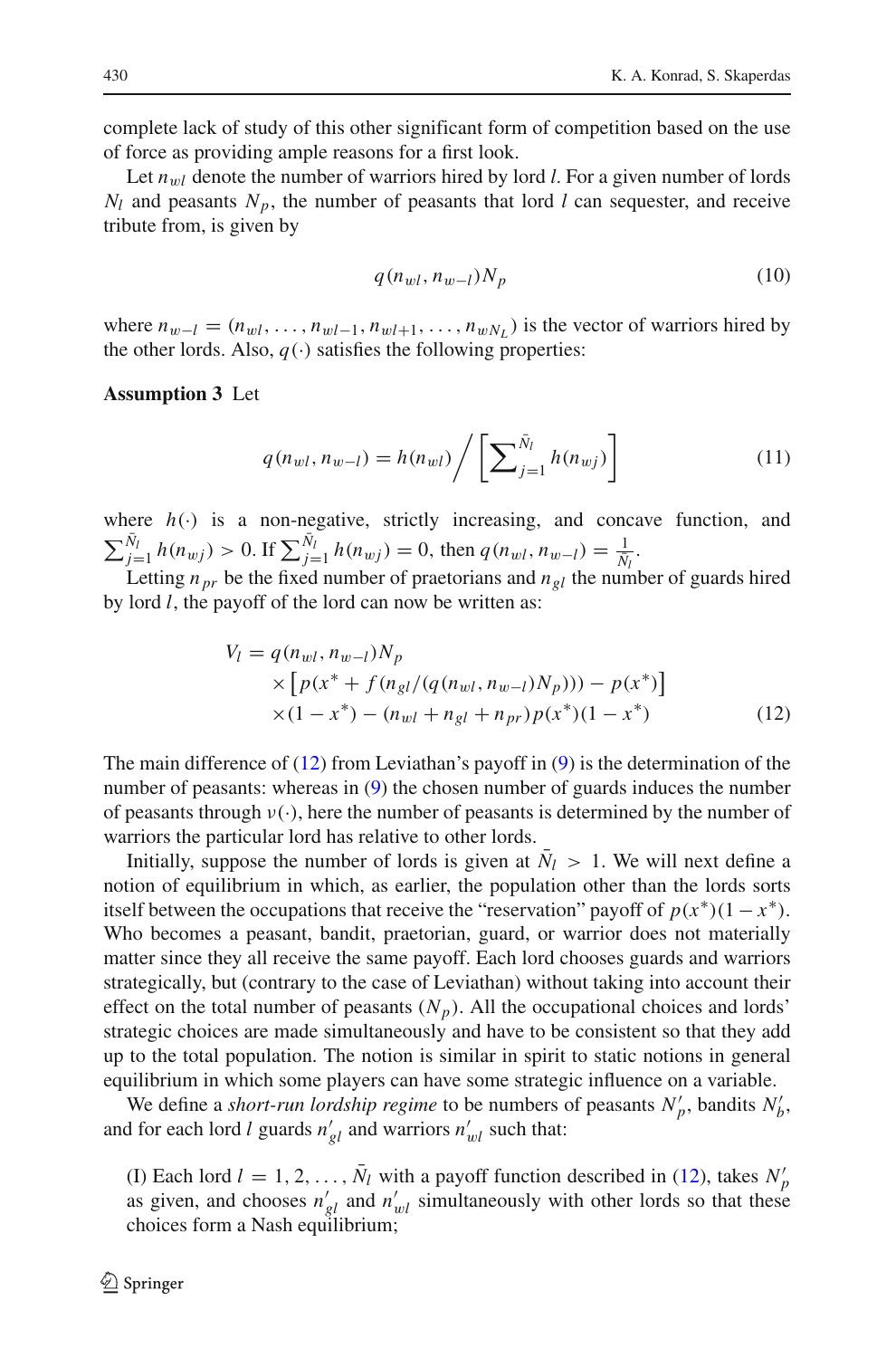complete lack of study of this other significant form of competition based on the use of force as providing ample reasons for a first look.

Let $n_{wl}$ denote the number of warriors hired by lord $l$. For a given number of lords $N_l$ and peasants $N_p$, the number of peasants that lord $l$ can sequester, and receive tribute from, is given by

$$q(n_{wl}, n_{w-l})N_p \tag{10}$$

where $n_{w-l} = (n_{wl}, \ldots, n_{wl-1}, n_{wl+1}, \ldots, n_{wN_L})$ is the vector of warriors hired by the other lords. Also, $q(\cdot)$ satisfies the following properties:

**Assumption 3** Let

$$q(n_{wl}, n_{w-l}) = h(n_{wl}) \Big/ \left[\sum\nolimits_{j=1}^{\bar{N}_l} h(n_{wj})\right] \tag{11}$$

where $h(\cdot)$ is a non-negative, strictly increasing, and concave function, and $\sum_{j=1}^{\bar{N}_l} h(n_{wj}) > 0$. If $\sum_{j=1}^{\bar{N}_l} h(n_{wj}) = 0$, then $q(n_{wl}, n_{w-l}) = \frac{1}{\bar{N}_l}$.

Letting $n_{pr}$ be the fixed number of praetorians and $n_{gl}$ the number of guards hired by lord $l$, the payoff of the lord can now be written as:

$$\begin{aligned} V_l = {} & q(n_{wl}, n_{w-l})N_p \\ & \times \left[p(x^* + f(n_{gl}/(q(n_{wl}, n_{w-l})N_p))) - p(x^*)\right] \\ & \times (1 - x^*) - (n_{wl} + n_{gl} + n_{pr})p(x^*)(1 - x^*) \end{aligned} \tag{12}$$

The main difference of (12) from Leviathan's payoff in (9) is the determination of the number of peasants: whereas in (9) the chosen number of guards induces the number of peasants through $\nu(\cdot)$, here the number of peasants is determined by the number of warriors the particular lord has relative to other lords.

Initially, suppose the number of lords is given at $\bar{N}_l > 1$. We will next define a notion of equilibrium in which, as earlier, the population other than the lords sorts itself between the occupations that receive the "reservation" payoff of $p(x^*)(1 - x^*)$. Who becomes a peasant, bandit, praetorian, guard, or warrior does not materially matter since they all receive the same payoff. Each lord chooses guards and warriors strategically, but (contrary to the case of Leviathan) without taking into account their effect on the total number of peasants ($N_p$). All the occupational choices and lords' strategic choices are made simultaneously and have to be consistent so that they add up to the total population. The notion is similar in spirit to static notions in general equilibrium in which some players can have some strategic influence on a variable.

We define a *short-run lordship regime* to be numbers of peasants $N_p'$, bandits $N_b'$, and for each lord $l$ guards $n_{gl}'$ and warriors $n_{wl}'$ such that:

(I) Each lord $l = 1, 2, \ldots, \bar{N}_l$ with a payoff function described in (12), takes $N_p'$ as given, and chooses $n_{gl}'$ and $n_{wl}'$ simultaneously with other lords so that these choices form a Nash equilibrium;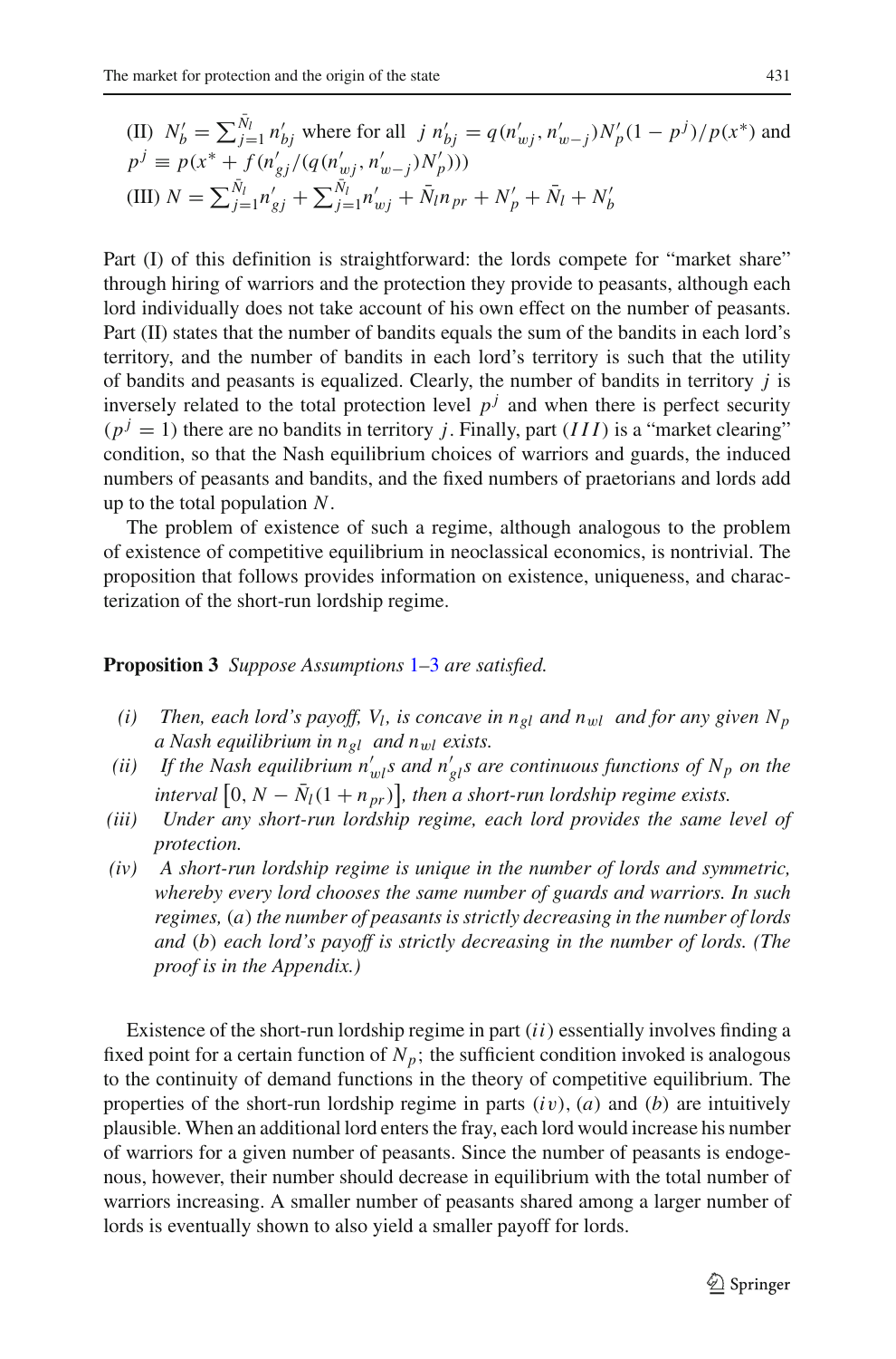(II) $N_b' = \sum_{j=1}^{\bar{N}_l} n_{bj}'$ where for all $j$ $n_{bj}' = q(n_{wj}', n_{w-j}')N_p'(1-p^j)/p(x^*)$ and $p^j \equiv p(x^* + f(n_{gj}'/(q(n_{wj}', n_{w-j}')N_p')))$

(III) $N = \sum_{j=1}^{\bar{N}_l} n_{gj}' + \sum_{j=1}^{\bar{N}_l} n_{wj}' + \bar{N}_l n_{pr} + N_p' + \bar{N}_l + N_b'$

Part (I) of this definition is straightforward: the lords compete for "market share" through hiring of warriors and the protection they provide to peasants, although each lord individually does not take account of his own effect on the number of peasants. Part (II) states that the number of bandits equals the sum of the bandits in each lord's territory, and the number of bandits in each lord's territory is such that the utility of bandits and peasants is equalized. Clearly, the number of bandits in territory $j$ is inversely related to the total protection level $p^j$ and when there is perfect security ($p^j = 1$) there are no bandits in territory $j$. Finally, part $(III)$ is a "market clearing" condition, so that the Nash equilibrium choices of warriors and guards, the induced numbers of peasants and bandits, and the fixed numbers of praetorians and lords add up to the total population $N$.

The problem of existence of such a regime, although analogous to the problem of existence of competitive equilibrium in neoclassical economics, is nontrivial. The proposition that follows provides information on existence, uniqueness, and characterization of the short-run lordship regime.

**Proposition 3** *Suppose Assumptions 1–3 are satisfied.*

*(i) Then, each lord's payoff, $V_l$, is concave in $n_{gl}$ and $n_{wl}$ and for any given $N_p$ a Nash equilibrium in $n_{gl}$ and $n_{wl}$ exists.*

*(ii) If the Nash equilibrium $n_{wl}'$s and $n_{gl}'$s are continuous functions of $N_p$ on the interval $\left[0, N - \bar{N}_l(1 + n_{pr})\right]$, then a short-run lordship regime exists.*

*(iii) Under any short-run lordship regime, each lord provides the same level of protection.*

*(iv) A short-run lordship regime is unique in the number of lords and symmetric, whereby every lord chooses the same number of guards and warriors. In such regimes, $(a)$ the number of peasants is strictly decreasing in the number of lords and $(b)$ each lord's payoff is strictly decreasing in the number of lords. (The proof is in the Appendix.)*

Existence of the short-run lordship regime in part $(ii)$ essentially involves finding a fixed point for a certain function of $N_p$; the sufficient condition invoked is analogous to the continuity of demand functions in the theory of competitive equilibrium. The properties of the short-run lordship regime in parts $(iv)$, $(a)$ and $(b)$ are intuitively plausible. When an additional lord enters the fray, each lord would increase his number of warriors for a given number of peasants. Since the number of peasants is endogenous, however, their number should decrease in equilibrium with the total number of warriors increasing. A smaller number of peasants shared among a larger number of lords is eventually shown to also yield a smaller payoff for lords.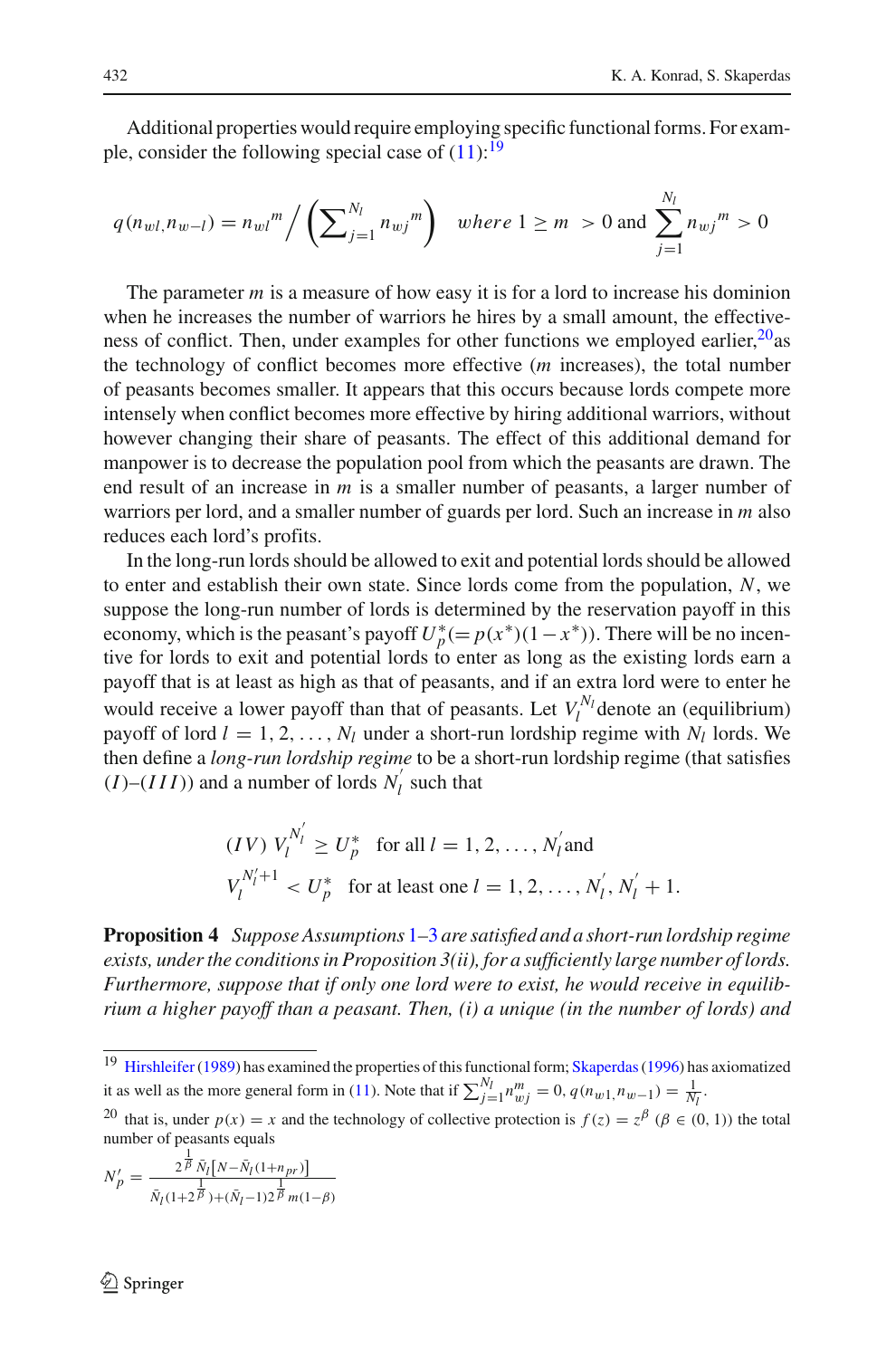Additional properties would require employing specific functional forms. For example, consider the following special case of (11):[19]

$$q(n_{wl,}n_{w-l}) = n_{wl}{}^{m} \Big/ \left(\sum\nolimits_{j=1}^{N_l} n_{wj}{}^{m}\right) \quad \textit{where } 1 \geq m \;\; > 0 \text{ and } \sum_{j=1}^{N_l} n_{wj}{}^{m} > 0$$

The parameter $m$ is a measure of how easy it is for a lord to increase his dominion when he increases the number of warriors he hires by a small amount, the effectiveness of conflict. Then, under examples for other functions we employed earlier,[20] as the technology of conflict becomes more effective ($m$ increases), the total number of peasants becomes smaller. It appears that this occurs because lords compete more intensely when conflict becomes more effective by hiring additional warriors, without however changing their share of peasants. The effect of this additional demand for manpower is to decrease the population pool from which the peasants are drawn. The end result of an increase in $m$ is a smaller number of peasants, a larger number of warriors per lord, and a smaller number of guards per lord. Such an increase in $m$ also reduces each lord's profits.

In the long-run lords should be allowed to exit and potential lords should be allowed to enter and establish their own state. Since lords come from the population, $N$, we suppose the long-run number of lords is determined by the reservation payoff in this economy, which is the peasant's payoff $U_p^*(= p(x^*)(1-x^*))$. There will be no incentive for lords to exit and potential lords to enter as long as the existing lords earn a payoff that is at least as high as that of peasants, and if an extra lord were to enter he would receive a lower payoff than that of peasants. Let $V_l^{N_l}$ denote an (equilibrium) payoff of lord $l = 1, 2, \ldots, N_l$ under a short-run lordship regime with $N_l$ lords. We then define a *long-run lordship regime* to be a short-run lordship regime (that satisfies $(I)$–$(III)$) and a number of lords $N_l^{'}$ such that

$$(IV)\ V_l^{N_l^{'}} \geq U_p^* \quad \text{for all } l = 1, 2, \ldots, N_l^{'} \text{and}$$
$$V_l^{N_l^{'}+1} < U_p^* \quad \text{for at least one } l = 1, 2, \ldots, N_l^{'}, N_l^{'} + 1.$$

**Proposition 4** *Suppose Assumptions 1–3 are satisfied and a short-run lordship regime exists, under the conditions in Proposition 3(ii), for a sufficiently large number of lords. Furthermore, suppose that if only one lord were to exist, he would receive in equilibrium a higher payoff than a peasant. Then, (i) a unique (in the number of lords) and*

---

[19] Hirshleifer (1989) has examined the properties of this functional form; Skaperdas (1996) has axiomatized it as well as the more general form in (11). Note that if $\sum_{j=1}^{N_l} n_{wj}^m = 0$, $q(n_{w1,}n_{w-1}) = \frac{1}{N_l}$.

[20] that is, under $p(x) = x$ and the technology of collective protection is $f(z) = z^{\beta}$ ($\beta \in (0, 1)$) the total number of peasants equals

$$N_p' = \frac{2^{\frac{1}{\beta}} \bar{N}_l \left[N - \bar{N}_l(1+n_{pr})\right]}{\bar{N}_l(1+2^{\frac{1}{\beta}}) + (\bar{N}_l - 1)2^{\frac{1}{\beta}} m(1-\beta)}$$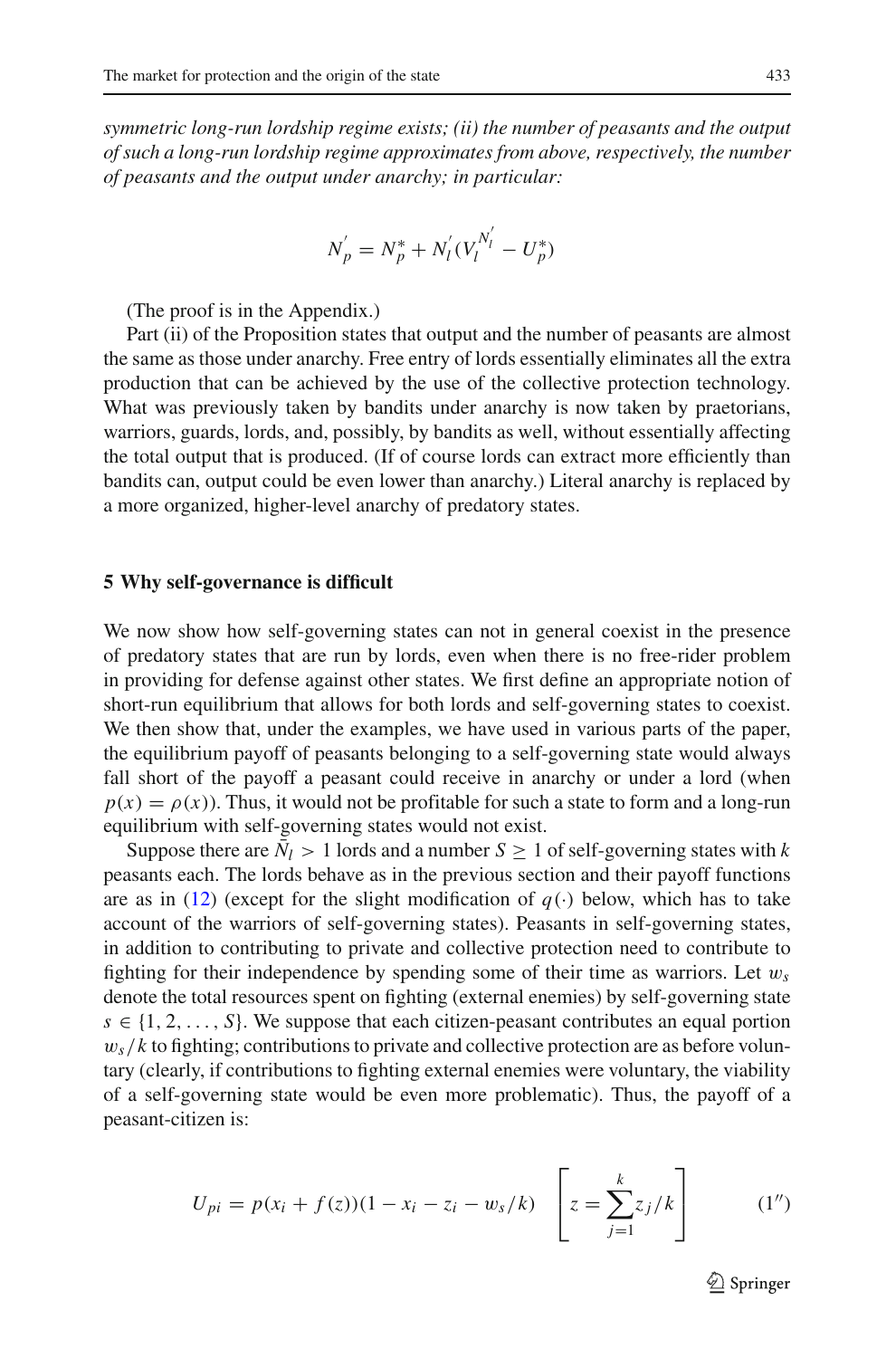*symmetric long-run lordship regime exists; (ii) the number of peasants and the output of such a long-run lordship regime approximates from above, respectively, the number of peasants and the output under anarchy; in particular:*

$$N_p^{'} = N_p^* + N_l^{'}(V_l^{N_l^{'}} - U_p^*)$$

(The proof is in the Appendix.)

Part (ii) of the Proposition states that output and the number of peasants are almost the same as those under anarchy. Free entry of lords essentially eliminates all the extra production that can be achieved by the use of the collective protection technology. What was previously taken by bandits under anarchy is now taken by praetorians, warriors, guards, lords, and, possibly, by bandits as well, without essentially affecting the total output that is produced. (If of course lords can extract more efficiently than bandits can, output could be even lower than anarchy.) Literal anarchy is replaced by a more organized, higher-level anarchy of predatory states.

## 5 Why self-governance is difficult

We now show how self-governing states can not in general coexist in the presence of predatory states that are run by lords, even when there is no free-rider problem in providing for defense against other states. We first define an appropriate notion of short-run equilibrium that allows for both lords and self-governing states to coexist. We then show that, under the examples, we have used in various parts of the paper, the equilibrium payoff of peasants belonging to a self-governing state would always fall short of the payoff a peasant could receive in anarchy or under a lord (when $p(x) = \rho(x)$). Thus, it would not be profitable for such a state to form and a long-run equilibrium with self-governing states would not exist.

Suppose there are $\bar{N}_l > 1$ lords and a number $S \geq 1$ of self-governing states with $k$ peasants each. The lords behave as in the previous section and their payoff functions are as in (12) (except for the slight modification of $q(\cdot)$ below, which has to take account of the warriors of self-governing states). Peasants in self-governing states, in addition to contributing to private and collective protection need to contribute to fighting for their independence by spending some of their time as warriors. Let $w_s$ denote the total resources spent on fighting (external enemies) by self-governing state $s \in \{1, 2, \ldots, S\}$. We suppose that each citizen-peasant contributes an equal portion $w_s/k$ to fighting; contributions to private and collective protection are as before voluntary (clearly, if contributions to fighting external enemies were voluntary, the viability of a self-governing state would be even more problematic). Thus, the payoff of a peasant-citizen is:

$$U_{pi} = p(x_i + f(z))(1 - x_i - z_i - w_s/k) \quad \left[ z = \sum_{j=1}^{k} z_j/k \right] \tag{1''}$$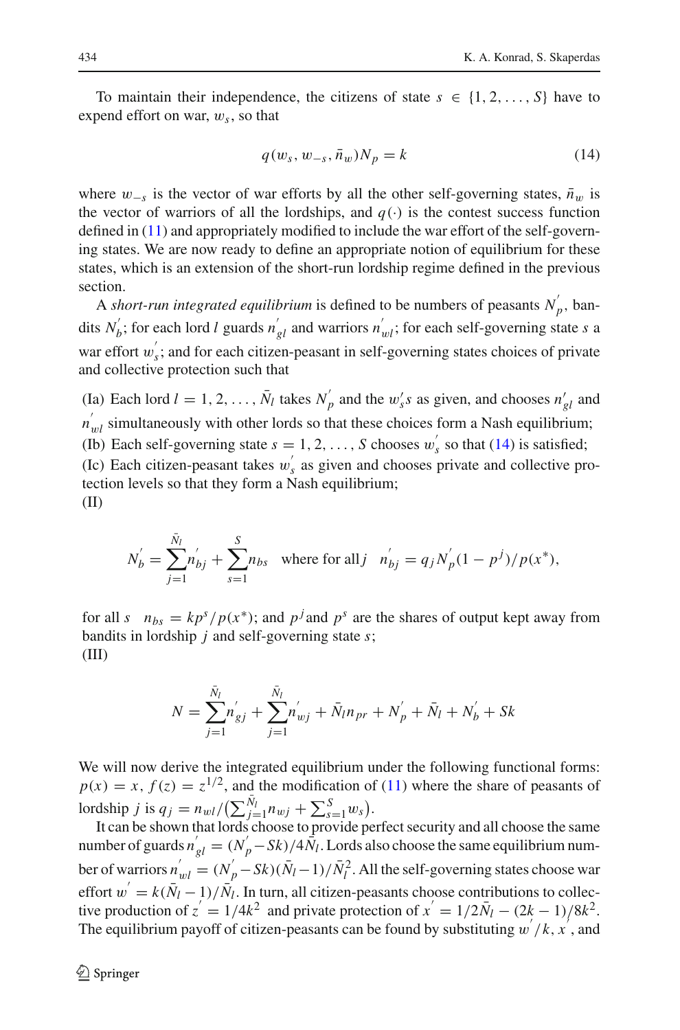To maintain their independence, the citizens of state $s \in \{1, 2, \ldots, S\}$ have to expend effort on war, $w_s$, so that

$$q(w_s, w_{-s}, \bar{n}_w) N_p = k \tag{14}$$

where $w_{-s}$ is the vector of war efforts by all the other self-governing states, $\bar{n}_w$ is the vector of warriors of all the lordships, and $q(\cdot)$ is the contest success function defined in (11) and appropriately modified to include the war effort of the self-governing states. We are now ready to define an appropriate notion of equilibrium for these states, which is an extension of the short-run lordship regime defined in the previous section.

A *short-run integrated equilibrium* is defined to be numbers of peasants $N_p^{'}$, bandits $N_b^{'}$; for each lord $l$ guards $n_{gl}^{'}$ and warriors $n_{wl}^{'}$; for each self-governing state $s$ a war effort $w_s^{'}$; and for each citizen-peasant in self-governing states choices of private and collective protection such that

(Ia) Each lord $l = 1, 2, \ldots, \bar{N}_l$ takes $N_p^{'}$ and the $w_s^{'}s$ as given, and chooses $n_{gl}^{'}$ and $n_{wl}^{'}$ simultaneously with other lords so that these choices form a Nash equilibrium;
(Ib) Each self-governing state $s = 1, 2, \ldots, S$ chooses $w_s^{'}$ so that (14) is satisfied;
(Ic) Each citizen-peasant takes $w_s^{'}$ as given and chooses private and collective protection levels so that they form a Nash equilibrium;
(II)

$$N_b^{'} = \sum_{j=1}^{\bar{N}_l} n_{bj}^{'} + \sum_{s=1}^{S} n_{bs} \quad \text{where for all } j \quad n_{bj}^{'} = q_j N_p^{'} (1 - p^j)/p(x^*),$$

for all $s$ $\quad n_{bs} = kp^s/p(x^*)$; and $p^j$ and $p^s$ are the shares of output kept away from bandits in lordship $j$ and self-governing state $s$;
(III)

$$N = \sum_{j=1}^{\bar{N}_l} n_{gj}^{'} + \sum_{j=1}^{\bar{N}_l} n_{wj}^{'} + \bar{N}_l n_{pr} + N_p^{'} + \bar{N}_l + N_b^{'} + Sk$$

We will now derive the integrated equilibrium under the following functional forms: $p(x) = x$, $f(z) = z^{1/2}$, and the modification of (11) where the share of peasants of lordship $j$ is $q_j = n_{wl}/\left(\sum_{j=1}^{\bar{N}_l} n_{wj} + \sum_{s=1}^{S} w_s\right)$.

It can be shown that lords choose to provide perfect security and all choose the same number of guards $n_{gl}^{'} = (N_p^{'} - Sk)/4\bar{N}_l$. Lords also choose the same equilibrium number of warriors $n_{wl}^{'} = (N_p^{'} - Sk)(\bar{N}_l - 1)/\bar{N}_l^2$. All the self-governing states choose war effort $w^{'} = k(\bar{N}_l - 1)/\bar{N}_l$. In turn, all citizen-peasants choose contributions to collective production of $z^{'} = 1/4k^2$ and private protection of $x^{'} = 1/2\bar{N}_l - (2k-1)/8k^2$. The equilibrium payoff of citizen-peasants can be found by substituting $w^{'}/k$, $x^{'}$, and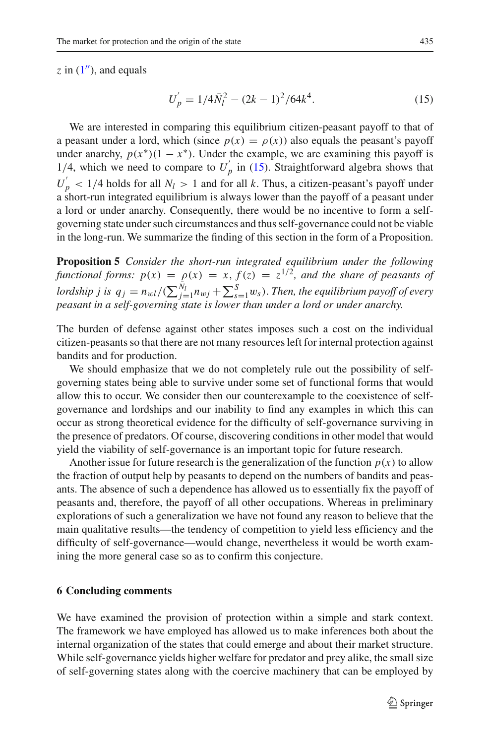$z$ in (1″), and equals

$$U_p^{'} = 1/4\bar{N}_l^2 - (2k-1)^2/64k^4. \tag{15}$$

We are interested in comparing this equilibrium citizen-peasant payoff to that of a peasant under a lord, which (since $p(x) = \rho(x)$) also equals the peasant's payoff under anarchy, $p(x^*)(1-x^*)$. Under the example, we are examining this payoff is 1/4, which we need to compare to $U_p^{'}$ in (15). Straightforward algebra shows that $U_p^{'} < 1/4$ holds for all $N_l > 1$ and for all $k$. Thus, a citizen-peasant's payoff under a short-run integrated equilibrium is always lower than the payoff of a peasant under a lord or under anarchy. Consequently, there would be no incentive to form a self-governing state under such circumstances and thus self-governance could not be viable in the long-run. We summarize the finding of this section in the form of a Proposition.

**Proposition 5** *Consider the short-run integrated equilibrium under the following functional forms:* $p(x) = \rho(x) = x$, $f(z) = z^{1/2}$, *and the share of peasants of lordship j is* $q_j = n_{wl}/(\sum_{j=1}^{\bar{N}_l} n_{wj} + \sum_{s=1}^{S} w_s)$. *Then, the equilibrium payoff of every peasant in a self-governing state is lower than under a lord or under anarchy.*

The burden of defense against other states imposes such a cost on the individual citizen-peasants so that there are not many resources left for internal protection against bandits and for production.

We should emphasize that we do not completely rule out the possibility of self-governing states being able to survive under some set of functional forms that would allow this to occur. We consider then our counterexample to the coexistence of self-governance and lordships and our inability to find any examples in which this can occur as strong theoretical evidence for the difficulty of self-governance surviving in the presence of predators. Of course, discovering conditions in other model that would yield the viability of self-governance is an important topic for future research.

Another issue for future research is the generalization of the function $p(x)$ to allow the fraction of output help by peasants to depend on the numbers of bandits and peasants. The absence of such a dependence has allowed us to essentially fix the payoff of peasants and, therefore, the payoff of all other occupations. Whereas in preliminary explorations of such a generalization we have not found any reason to believe that the main qualitative results—the tendency of competition to yield less efficiency and the difficulty of self-governance—would change, nevertheless it would be worth examining the more general case so as to confirm this conjecture.

## 6 Concluding comments

We have examined the provision of protection within a simple and stark context. The framework we have employed has allowed us to make inferences both about the internal organization of the states that could emerge and about their market structure. While self-governance yields higher welfare for predator and prey alike, the small size of self-governing states along with the coercive machinery that can be employed by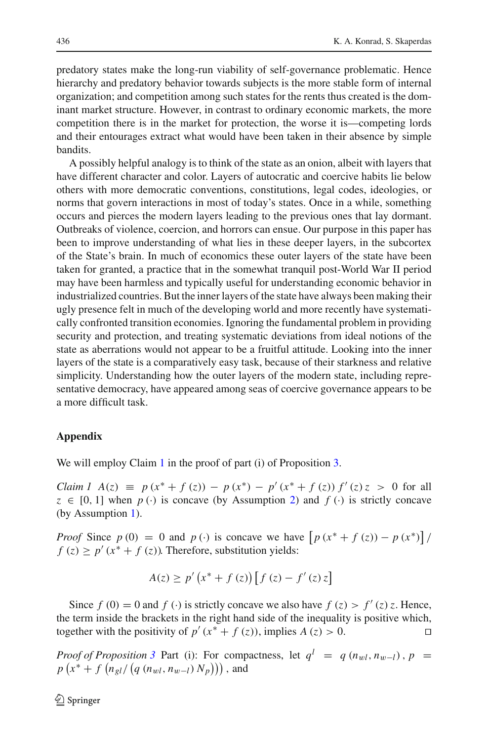predatory states make the long-run viability of self-governance problematic. Hence hierarchy and predatory behavior towards subjects is the more stable form of internal organization; and competition among such states for the rents thus created is the dominant market structure. However, in contrast to ordinary economic markets, the more competition there is in the market for protection, the worse it is—competing lords and their entourages extract what would have been taken in their absence by simple bandits.

A possibly helpful analogy is to think of the state as an onion, albeit with layers that have different character and color. Layers of autocratic and coercive habits lie below others with more democratic conventions, constitutions, legal codes, ideologies, or norms that govern interactions in most of today's states. Once in a while, something occurs and pierces the modern layers leading to the previous ones that lay dormant. Outbreaks of violence, coercion, and horrors can ensue. Our purpose in this paper has been to improve understanding of what lies in these deeper layers, in the subcortex of the State's brain. In much of economics these outer layers of the state have been taken for granted, a practice that in the somewhat tranquil post-World War II period may have been harmless and typically useful for understanding economic behavior in industrialized countries. But the inner layers of the state have always been making their ugly presence felt in much of the developing world and more recently have systematically confronted transition economies. Ignoring the fundamental problem in providing security and protection, and treating systematic deviations from ideal notions of the state as aberrations would not appear to be a fruitful attitude. Looking into the inner layers of the state is a comparatively easy task, because of their starkness and relative simplicity. Understanding how the outer layers of the modern state, including representative democracy, have appeared among seas of coercive governance appears to be a more difficult task.

## Appendix

We will employ Claim 1 in the proof of part (i) of Proposition 3.

*Claim 1* $A(z) \equiv p(x^* + f(z)) - p(x^*) - p'(x^* + f(z)) f'(z) z > 0$ for all $z \in [0, 1]$ when $p(\cdot)$ is concave (by Assumption 2) and $f(\cdot)$ is strictly concave (by Assumption 1).

*Proof* Since $p(0) = 0$ and $p(\cdot)$ is concave we have $\left[p(x^* + f(z)) - p(x^*)\right] / f(z) \geq p'(x^* + f(z))$. Therefore, substitution yields:

$$A(z) \geq p'\left(x^* + f(z)\right)\left[f(z) - f'(z) z\right]$$

Since $f(0) = 0$ and $f(\cdot)$ is strictly concave we also have $f(z) > f'(z) z$. Hence, the term inside the brackets in the right hand side of the inequality is positive which, together with the positivity of $p'(x^* + f(z))$, implies $A(z) > 0$. □

*Proof of Proposition 3* Part (i): For compactness, let $q^l = q(n_{wl}, n_{w-l})$, $p = p\left(x^* + f\left(n_{gl} / \left(q(n_{wl}, n_{w-l}) N_p\right)\right)\right)$, and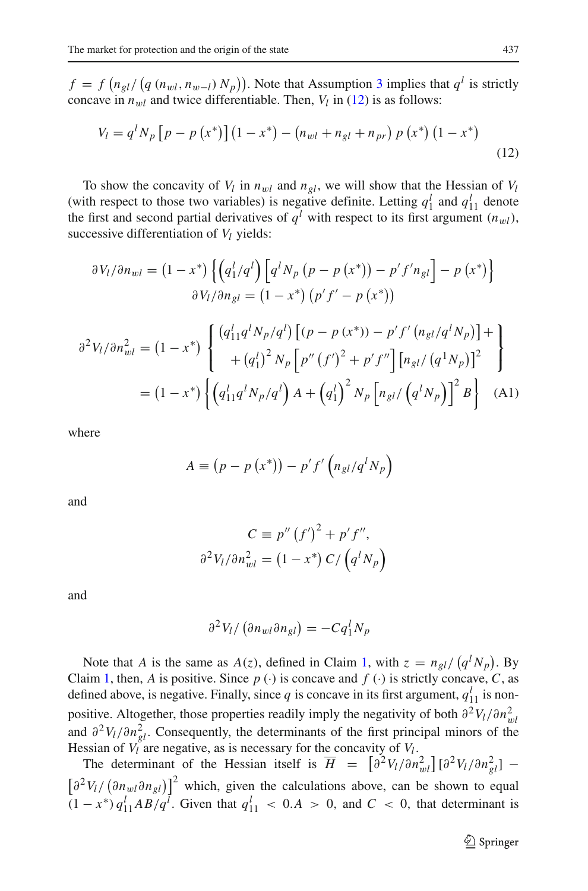$f = f\left(n_{gl}/\left(q\left(n_{wl}, n_{w-l}\right)N_p\right)\right)$. Note that Assumption 3 implies that $q^l$ is strictly concave in $n_{wl}$ and twice differentiable. Then, $V_l$ in (12) is as follows:

$$V_l = q^l N_p\left[p - p\left(x^*\right)\right]\left(1 - x^*\right) - \left(n_{wl} + n_{gl} + n_{pr}\right) p\left(x^*\right)\left(1 - x^*\right) \tag{12}$$

To show the concavity of $V_l$ in $n_{wl}$ and $n_{gl}$, we will show that the Hessian of $V_l$ (with respect to those two variables) is negative definite. Letting $q_1^l$ and $q_{11}^l$ denote the first and second partial derivatives of $q^l$ with respect to its first argument ($n_{wl}$), successive differentiation of $V_l$ yields:

$$\partial V_l/\partial n_{wl} = \left(1 - x^*\right)\left\{\left(q_1^l/q^l\right)\left[q^l N_p\left(p - p\left(x^*\right)\right) - p' f' n_{gl}\right] - p\left(x^*\right)\right\}$$

$$\partial V_l/\partial n_{gl} = \left(1 - x^*\right)\left(p' f' - p\left(x^*\right)\right)$$

$$\begin{aligned}\partial^2 V_l/\partial n_{wl}^2 &= \left(1 - x^*\right)\left\{\begin{array}{l}\left(q_{11}^l q^l N_p/q^l\right)\left[\left(p - p\left(x^*\right)\right) - p' f'\left(n_{gl}/q^l N_p\right)\right] + \\ + \left(q_1^l\right)^2 N_p\left[p''\left(f'\right)^2 + p' f''\right]\left[n_{gl}/\left(q^1 N_p\right)\right]^2\end{array}\right\} \\ &= \left(1 - x^*\right)\left\{\left(q_{11}^l q^l N_p/q^l\right) A + \left(q_1^l\right)^2 N_p\left[n_{gl}/\left(q^l N_p\right)\right]^2 B\right\}\end{aligned} \tag{A1}$$

where

$$A \equiv \left(p - p\left(x^*\right)\right) - p' f'\left(n_{gl}/q^l N_p\right)$$

and

$$C \equiv p''\left(f'\right)^2 + p' f'',$$

$$\partial^2 V_l/\partial n_{wl}^2 = \left(1 - x^*\right) C/\left(q^l N_p\right)$$

and

$$\partial^2 V_l/\left(\partial n_{wl}\partial n_{gl}\right) = -C q_1^l N_p$$

Note that $A$ is the same as $A(z)$, defined in Claim 1, with $z = n_{gl}/\left(q^l N_p\right)$. By Claim 1, then, $A$ is positive. Since $p(\cdot)$ is concave and $f(\cdot)$ is strictly concave, $C$, as defined above, is negative. Finally, since $q$ is concave in its first argument, $q_{11}^l$ is non-positive. Altogether, those properties readily imply the negativity of both $\partial^2 V_l/\partial n_{wl}^2$ and $\partial^2 V_l/\partial n_{gl}^2$. Consequently, the determinants of the first principal minors of the Hessian of $V_l$ are negative, as is necessary for the concavity of $V_l$.

The determinant of the Hessian itself is $\overline{H} = \left[\partial^2 V_l/\partial n_{wl}^2\right]\left[\partial^2 V_l/\partial n_{gl}^2\right] - \left[\partial^2 V_l/\left(\partial n_{wl}\partial n_{gl}\right)\right]^2$ which, given the calculations above, can be shown to equal $\left(1 - x^*\right) q_{11}^l AB/q^l$. Given that $q_{11}^l < 0. A > 0$, and $C < 0$, that determinant is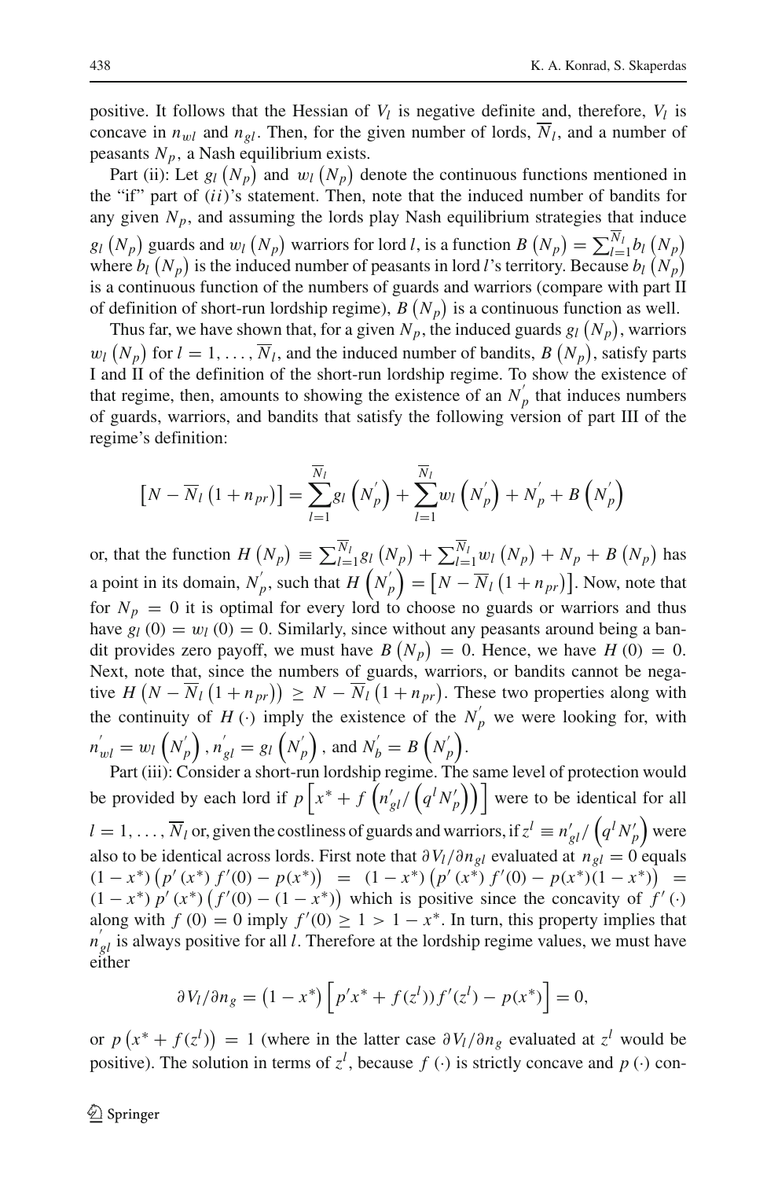positive. It follows that the Hessian of $V_l$ is negative definite and, therefore, $V_l$ is concave in $n_{wl}$ and $n_{gl}$. Then, for the given number of lords, $\overline{N}_l$, and a number of peasants $N_p$, a Nash equilibrium exists.

Part (ii): Let $g_l\left(N_p\right)$ and $w_l\left(N_p\right)$ denote the continuous functions mentioned in the "if" part of $(ii)$'s statement. Then, note that the induced number of bandits for any given $N_p$, and assuming the lords play Nash equilibrium strategies that induce $g_l\left(N_p\right)$ guards and $w_l\left(N_p\right)$ warriors for lord $l$, is a function $B\left(N_p\right) = \sum_{l=1}^{\overline{N}_l} b_l\left(N_p\right)$ where $b_l\left(N_p\right)$ is the induced number of peasants in lord $l$'s territory. Because $b_l\left(N_p\right)$ is a continuous function of the numbers of guards and warriors (compare with part II of definition of short-run lordship regime), $B\left(N_p\right)$ is a continuous function as well.

Thus far, we have shown that, for a given $N_p$, the induced guards $g_l\left(N_p\right)$, warriors $w_l\left(N_p\right)$ for $l = 1, \ldots, \overline{N}_l$, and the induced number of bandits, $B\left(N_p\right)$, satisfy parts I and II of the definition of the short-run lordship regime. To show the existence of that regime, then, amounts to showing the existence of an $N_p^{'}$ that induces numbers of guards, warriors, and bandits that satisfy the following version of part III of the regime's definition:

$$\left[N - \overline{N}_l\left(1 + n_{pr}\right)\right] = \sum_{l=1}^{\overline{N}_l} g_l\left(N_p^{'}\right) + \sum_{l=1}^{\overline{N}_l} w_l\left(N_p^{'}\right) + N_p^{'} + B\left(N_p^{'}\right)$$

or, that the function $H\left(N_p\right) \equiv \sum_{l=1}^{\overline{N}_l} g_l\left(N_p\right) + \sum_{l=1}^{\overline{N}_l} w_l\left(N_p\right) + N_p + B\left(N_p\right)$ has a point in its domain, $N_p^{'}$, such that $H\left(N_p^{'}\right) = \left[N - \overline{N}_l\left(1 + n_{pr}\right)\right]$. Now, note that for $N_p = 0$ it is optimal for every lord to choose no guards or warriors and thus have $g_l(0) = w_l(0) = 0$. Similarly, since without any peasants around being a bandit provides zero payoff, we must have $B\left(N_p\right) = 0$. Hence, we have $H(0) = 0$. Next, note that, since the numbers of guards, warriors, or bandits cannot be negative $H\left(N - \overline{N}_l\left(1 + n_{pr}\right)\right) \geq N - \overline{N}_l\left(1 + n_{pr}\right)$. These two properties along with the continuity of $H(\cdot)$ imply the existence of the $N_p^{'}$ we were looking for, with $n_{wl}^{'} = w_l\left(N_p^{'}\right), n_{gl}^{'} = g_l\left(N_p^{'}\right)$, and $N_b^{'} = B\left(N_p^{'}\right)$.

Part (iii): Consider a short-run lordship regime. The same level of protection would be provided by each lord if $p\left[x^* + f\left(n_{gl}^{'}/\left(q^l N_p^{'}\right)\right)\right]$ were to be identical for all $l = 1, \ldots, \overline{N}_l$ or, given the costliness of guards and warriors, if $z^l \equiv n_{gl}^{'}/\left(q^l N_p^{'}\right)$ were also to be identical across lords. First note that $\partial V_l/\partial n_{gl}$ evaluated at $n_{gl} = 0$ equals $(1 - x^*)\left(p'(x^*) f'(0) - p(x^*)\right) = (1 - x^*)\left(p'(x^*) f'(0) - p(x^*)(1 - x^*)\right) = (1 - x^*) p'(x^*)\left(f'(0) - (1 - x^*)\right)$ which is positive since the concavity of $f'(\cdot)$ along with $f(0) = 0$ imply $f'(0) \geq 1 > 1 - x^*$. In turn, this property implies that $n_{gl}^{'}$ is always positive for all $l$. Therefore at the lordship regime values, we must have either

$$\partial V_l/\partial n_g = \left(1 - x^*\right)\left[p'x^* + f(z^l))f'(z^l) - p(x^*)\right] = 0,$$

or $p\left(x^* + f(z^l)\right) = 1$ (where in the latter case $\partial V_l/\partial n_g$ evaluated at $z^l$ would be positive). The solution in terms of $z^l$, because $f(\cdot)$ is strictly concave and $p(\cdot)$ con-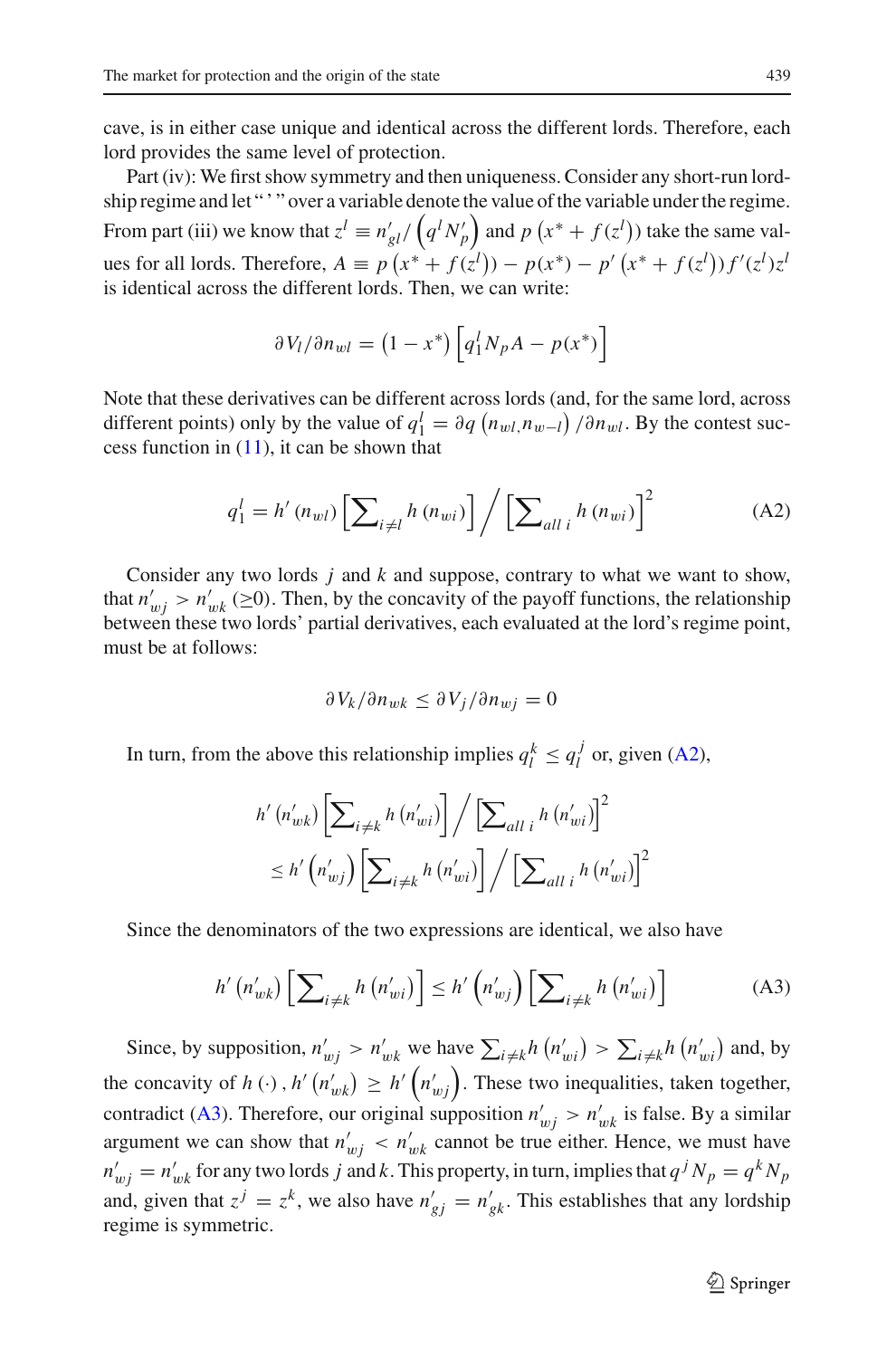cave, is in either case unique and identical across the different lords. Therefore, each lord provides the same level of protection.

Part (iv): We first show symmetry and then uniqueness. Consider any short-run lordship regime and let "$'$" over a variable denote the value of the variable under the regime. From part (iii) we know that $z^l \equiv n'_{gl}/\left(q^l N'_p\right)$ and $p\left(x^* + f(z^l)\right)$ take the same values for all lords. Therefore, $A \equiv p\left(x^* + f(z^l)\right) - p(x^*) - p'\left(x^* + f(z^l)\right) f'(z^l) z^l$ is identical across the different lords. Then, we can write:

$$\partial V_l / \partial n_{wl} = \left(1 - x^*\right)\left[q_1^l N_p A - p(x^*)\right]$$

Note that these derivatives can be different across lords (and, for the same lord, across different points) only by the value of $q_1^l = \partial q\left(n_{wl,} n_{w-l}\right)/\partial n_{wl}$. By the contest success function in (11), it can be shown that

$$q_1^l = h'\left(n_{wl}\right)\left[\sum\nolimits_{i \neq l} h\left(n_{wi}\right)\right] \Big/ \left[\sum\nolimits_{all\ i} h\left(n_{wi}\right)\right]^2 \tag{A2}$$

Consider any two lords $j$ and $k$ and suppose, contrary to what we want to show, that $n'_{wj} > n'_{wk}$ $(\geq 0)$. Then, by the concavity of the payoff functions, the relationship between these two lords' partial derivatives, each evaluated at the lord's regime point, must be at follows:

$$\partial V_k / \partial n_{wk} \leq \partial V_j / \partial n_{wj} = 0$$

In turn, from the above this relationship implies $q_l^k \leq q_l^j$ or, given (A2),

$$h'\left(n'_{wk}\right)\left[\sum\nolimits_{i \neq k} h\left(n'_{wi}\right)\right] \Big/ \left[\sum\nolimits_{all\ i} h\left(n'_{wi}\right)\right]^2$$
$$\leq h'\left(n'_{wj}\right)\left[\sum\nolimits_{i \neq k} h\left(n'_{wi}\right)\right] \Big/ \left[\sum\nolimits_{all\ i} h\left(n'_{wi}\right)\right]^2$$

Since the denominators of the two expressions are identical, we also have

$$h'\left(n'_{wk}\right)\left[\sum\nolimits_{i \neq k} h\left(n'_{wi}\right)\right] \leq h'\left(n'_{wj}\right)\left[\sum\nolimits_{i \neq k} h\left(n'_{wi}\right)\right] \tag{A3}$$

Since, by supposition, $n'_{wj} > n'_{wk}$ we have $\sum_{i \neq k} h\left(n'_{wi}\right) > \sum_{i \neq k} h\left(n'_{wi}\right)$ and, by the concavity of $h(\cdot)$, $h'\left(n'_{wk}\right) \geq h'\left(n'_{wj}\right)$. These two inequalities, taken together, contradict (A3). Therefore, our original supposition $n'_{wj} > n'_{wk}$ is false. By a similar argument we can show that $n'_{wj} < n'_{wk}$ cannot be true either. Hence, we must have $n'_{wj} = n'_{wk}$ for any two lords $j$ and $k$. This property, in turn, implies that $q^j N_p = q^k N_p$ and, given that $z^j = z^k$, we also have $n'_{gj} = n'_{gk}$. This establishes that any lordship regime is symmetric.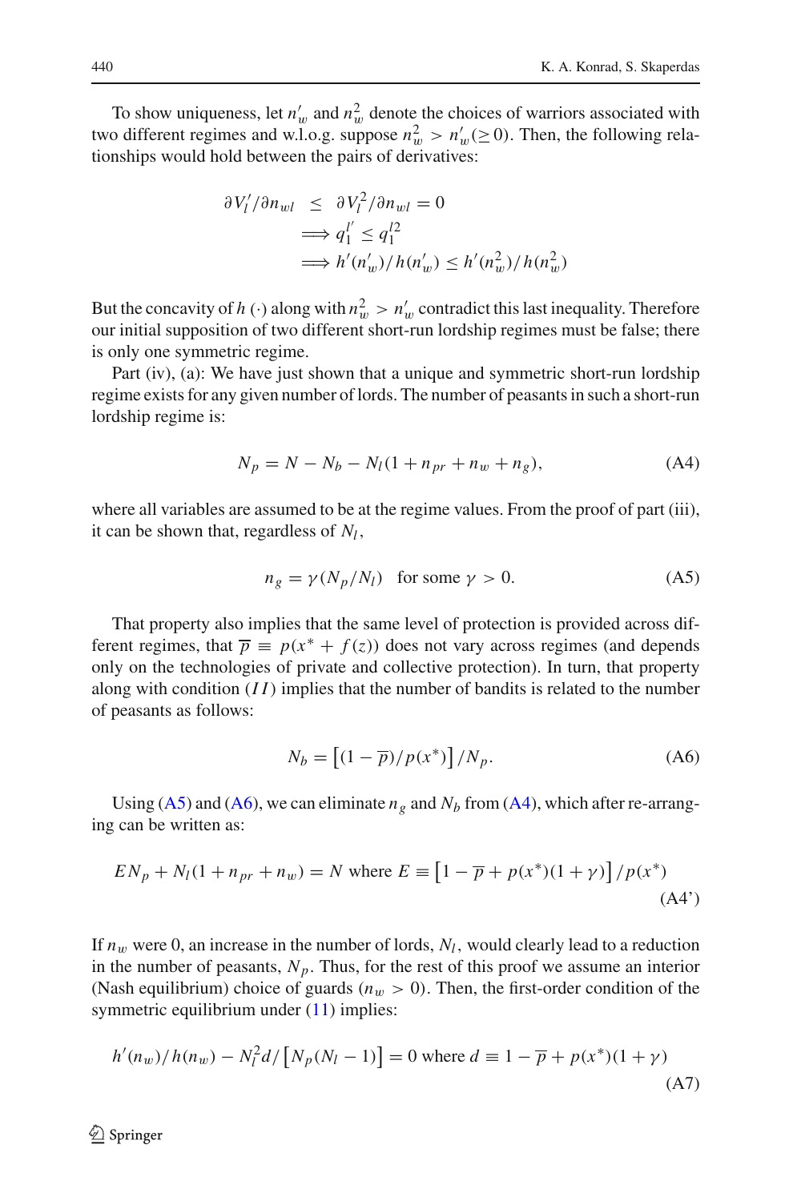To show uniqueness, let $n'_w$ and $n^2_w$ denote the choices of warriors associated with two different regimes and w.l.o.g. suppose $n^2_w > n'_w (\geq 0)$. Then, the following relationships would hold between the pairs of derivatives:

$$
\begin{aligned}
\partial V'_l/\partial n_{wl} \; &\leq \; \partial V^2_l/\partial n_{wl} = 0 \\
&\Longrightarrow q^{l'}_1 \leq q^{l2}_1 \\
&\Longrightarrow h'(n'_w)/h(n'_w) \leq h'(n^2_w)/h(n^2_w)
\end{aligned}
$$

But the concavity of $h(\cdot)$ along with $n^2_w > n'_w$ contradict this last inequality. Therefore our initial supposition of two different short-run lordship regimes must be false; there is only one symmetric regime.

Part (iv), (a): We have just shown that a unique and symmetric short-run lordship regime exists for any given number of lords. The number of peasants in such a short-run lordship regime is:

$$N_p = N - N_b - N_l(1 + n_{pr} + n_w + n_g), \tag{A4}$$

where all variables are assumed to be at the regime values. From the proof of part (iii), it can be shown that, regardless of $N_l$,

$$n_g = \gamma(N_p/N_l) \quad \text{for some } \gamma > 0. \tag{A5}$$

That property also implies that the same level of protection is provided across different regimes, that $\overline{p} \equiv p(x^* + f(z))$ does not vary across regimes (and depends only on the technologies of private and collective protection). In turn, that property along with condition $(II)$ implies that the number of bandits is related to the number of peasants as follows:

$$N_b = \left[(1 - \overline{p})/p(x^*)\right]/N_p. \tag{A6}$$

Using (A5) and (A6), we can eliminate $n_g$ and $N_b$ from (A4), which after re-arranging can be written as:

$$EN_p + N_l(1 + n_{pr} + n_w) = N \text{ where } E \equiv \left[1 - \overline{p} + p(x^*)(1 + \gamma)\right]/p(x^*) \tag{A4'}$$

If $n_w$ were 0, an increase in the number of lords, $N_l$, would clearly lead to a reduction in the number of peasants, $N_p$. Thus, for the rest of this proof we assume an interior (Nash equilibrium) choice of guards ($n_w > 0$). Then, the first-order condition of the symmetric equilibrium under (11) implies:

$$h'(n_w)/h(n_w) - N_l^2 d/\left[N_p(N_l - 1)\right] = 0 \text{ where } d \equiv 1 - \overline{p} + p(x^*)(1 + \gamma) \tag{A7}$$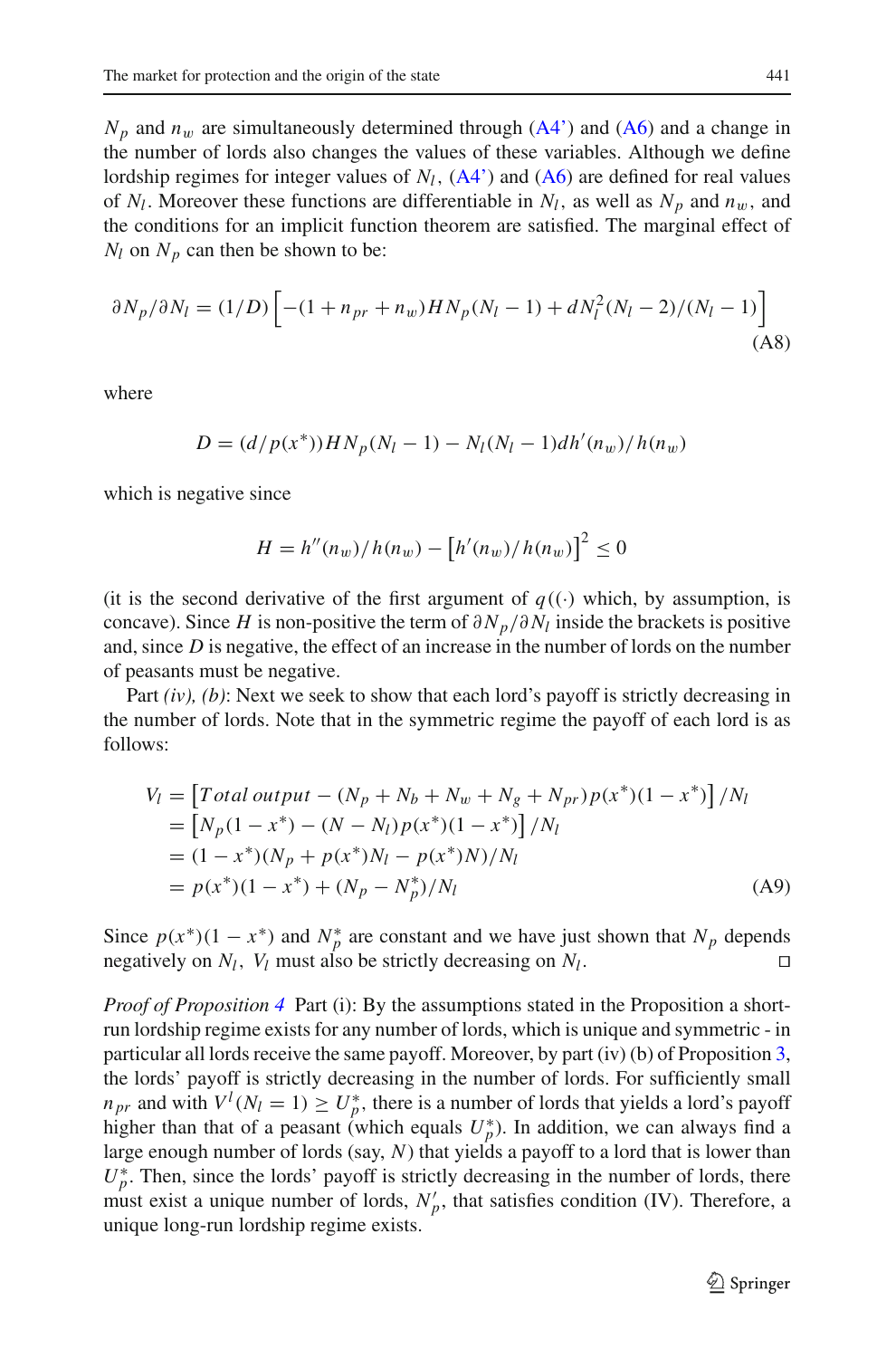$N_p$ and $n_w$ are simultaneously determined through (A4') and (A6) and a change in the number of lords also changes the values of these variables. Although we define lordship regimes for integer values of $N_l$, (A4') and (A6) are defined for real values of $N_l$. Moreover these functions are differentiable in $N_l$, as well as $N_p$ and $n_w$, and the conditions for an implicit function theorem are satisfied. The marginal effect of $N_l$ on $N_p$ can then be shown to be:

$$\partial N_p/\partial N_l = (1/D)\left[-(1+n_{pr}+n_w)HN_p(N_l-1) + dN_l^2(N_l-2)/(N_l-1)\right] \tag{A8}$$

where

$$D = (d/p(x^*))HN_p(N_l-1) - N_l(N_l-1)dh'(n_w)/h(n_w)$$

which is negative since

$$H = h''(n_w)/h(n_w) - \left[h'(n_w)/h(n_w)\right]^2 \leq 0$$

(it is the second derivative of the first argument of $q((\cdot)$ which, by assumption, is concave). Since $H$ is non-positive the term of $\partial N_p/\partial N_l$ inside the brackets is positive and, since $D$ is negative, the effect of an increase in the number of lords on the number of peasants must be negative.

Part *(iv), (b)*: Next we seek to show that each lord's payoff is strictly decreasing in the number of lords. Note that in the symmetric regime the payoff of each lord is as follows:

$$\begin{aligned}
V_l &= \left[Total\ output - (N_p + N_b + N_w + N_g + N_{pr})p(x^*)(1-x^*)\right]/N_l \\
&= \left[N_p(1-x^*) - (N-N_l)p(x^*)(1-x^*)\right]/N_l \\
&= (1-x^*)(N_p + p(x^*)N_l - p(x^*)N)/N_l \\
&= p(x^*)(1-x^*) + (N_p - N_p^*)/N_l
\end{aligned} \tag{A9}$$

Since $p(x^*)(1-x^*)$ and $N_p^*$ are constant and we have just shown that $N_p$ depends negatively on $N_l$, $V_l$ must also be strictly decreasing on $N_l$. □

*Proof of Proposition 4* Part (i): By the assumptions stated in the Proposition a short-run lordship regime exists for any number of lords, which is unique and symmetric - in particular all lords receive the same payoff. Moreover, by part (iv) (b) of Proposition 3, the lords' payoff is strictly decreasing in the number of lords. For sufficiently small $n_{pr}$ and with $V^l(N_l = 1) \geq U_p^*$, there is a number of lords that yields a lord's payoff higher than that of a peasant (which equals $U_p^*$). In addition, we can always find a large enough number of lords (say, $N$) that yields a payoff to a lord that is lower than $U_p^*$. Then, since the lords' payoff is strictly decreasing in the number of lords, there must exist a unique number of lords, $N_p'$, that satisfies condition (IV). Therefore, a unique long-run lordship regime exists.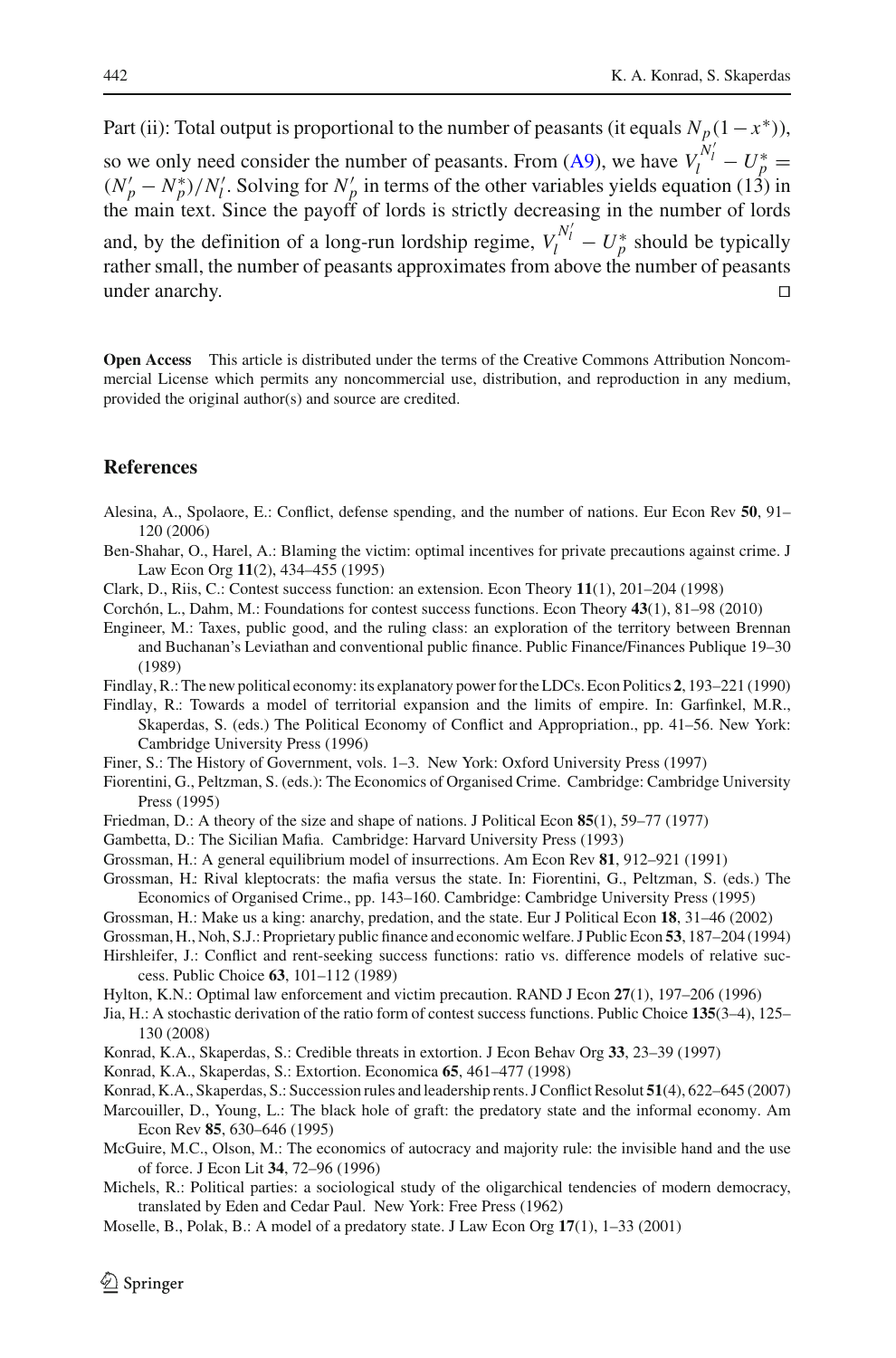Part (ii): Total output is proportional to the number of peasants (it equals $N_p(1-x^*)$), so we only need consider the number of peasants. From (A9), we have $V_l^{N_l'} - U_p^* = (N_p' - N_p^*)/N_l'$. Solving for $N_p'$ in terms of the other variables yields equation (13) in the main text. Since the payoff of lords is strictly decreasing in the number of lords and, by the definition of a long-run lordship regime, $V_l^{N_l'} - U_p^*$ should be typically rather small, the number of peasants approximates from above the number of peasants under anarchy. □

**Open Access** This article is distributed under the terms of the Creative Commons Attribution Noncommercial License which permits any noncommercial use, distribution, and reproduction in any medium, provided the original author(s) and source are credited.

## References

Alesina, A., Spolaore, E.: Conflict, defense spending, and the number of nations. Eur Econ Rev **50**, 91–120 (2006)

Ben-Shahar, O., Harel, A.: Blaming the victim: optimal incentives for private precautions against crime. J Law Econ Org **11**(2), 434–455 (1995)

Clark, D., Riis, C.: Contest success function: an extension. Econ Theory **11**(1), 201–204 (1998)

Corchón, L., Dahm, M.: Foundations for contest success functions. Econ Theory **43**(1), 81–98 (2010)

Engineer, M.: Taxes, public good, and the ruling class: an exploration of the territory between Brennan and Buchanan's Leviathan and conventional public finance. Public Finance/Finances Publique 19–30 (1989)

Findlay, R.: The new political economy: its explanatory power for the LDCs. Econ Politics **2**, 193–221 (1990)

Findlay, R.: Towards a model of territorial expansion and the limits of empire. In: Garfinkel, M.R., Skaperdas, S. (eds.) The Political Economy of Conflict and Appropriation., pp. 41–56. New York: Cambridge University Press (1996)

Finer, S.: The History of Government, vols. 1–3. New York: Oxford University Press (1997)

Fiorentini, G., Peltzman, S. (eds.): The Economics of Organised Crime. Cambridge: Cambridge University Press (1995)

Friedman, D.: A theory of the size and shape of nations. J Political Econ **85**(1), 59–77 (1977)

Gambetta, D.: The Sicilian Mafia. Cambridge: Harvard University Press (1993)

Grossman, H.: A general equilibrium model of insurrections. Am Econ Rev **81**, 912–921 (1991)

Grossman, H.: Rival kleptocrats: the mafia versus the state. In: Fiorentini, G., Peltzman, S. (eds.) The Economics of Organised Crime., pp. 143–160. Cambridge: Cambridge University Press (1995)

Grossman, H.: Make us a king: anarchy, predation, and the state. Eur J Political Econ **18**, 31–46 (2002)

Grossman, H., Noh, S.J.: Proprietary public finance and economic welfare. J Public Econ **53**, 187–204 (1994)

Hirshleifer, J.: Conflict and rent-seeking success functions: ratio vs. difference models of relative success. Public Choice **63**, 101–112 (1989)

Hylton, K.N.: Optimal law enforcement and victim precaution. RAND J Econ **27**(1), 197–206 (1996)

Jia, H.: A stochastic derivation of the ratio form of contest success functions. Public Choice **135**(3–4), 125–130 (2008)

Konrad, K.A., Skaperdas, S.: Credible threats in extortion. J Econ Behav Org **33**, 23–39 (1997)

Konrad, K.A., Skaperdas, S.: Extortion. Economica **65**, 461–477 (1998)

Konrad, K.A., Skaperdas, S.: Succession rules and leadership rents. J Conflict Resolut **51**(4), 622–645 (2007)

Marcouiller, D., Young, L.: The black hole of graft: the predatory state and the informal economy. Am Econ Rev **85**, 630–646 (1995)

McGuire, M.C., Olson, M.: The economics of autocracy and majority rule: the invisible hand and the use of force. J Econ Lit **34**, 72–96 (1996)

Michels, R.: Political parties: a sociological study of the oligarchical tendencies of modern democracy, translated by Eden and Cedar Paul. New York: Free Press (1962)

Moselle, B., Polak, B.: A model of a predatory state. J Law Econ Org **17**(1), 1–33 (2001)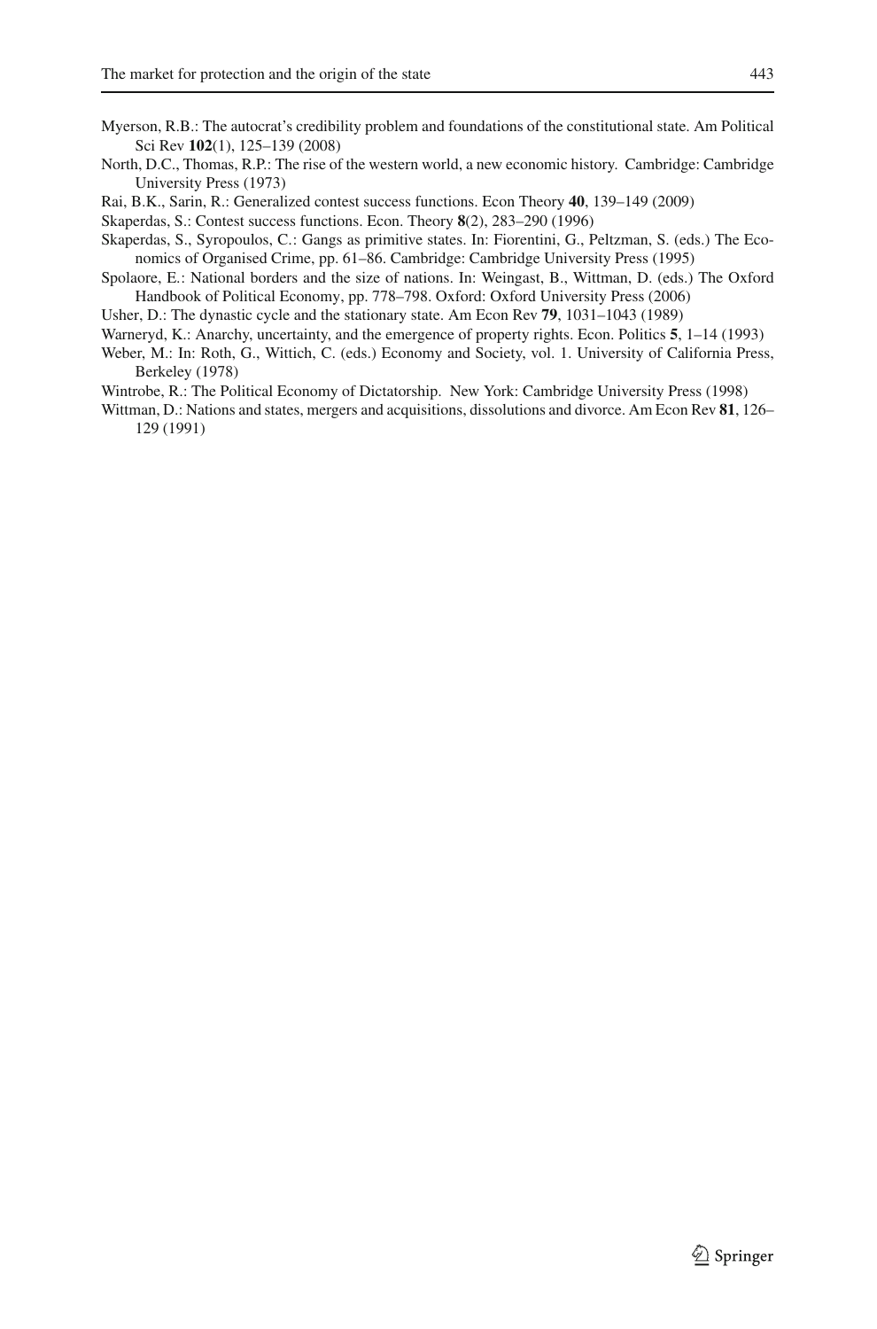Myerson, R.B.: The autocrat's credibility problem and foundations of the constitutional state. Am Political Sci Rev **102**(1), 125–139 (2008)

North, D.C., Thomas, R.P.: The rise of the western world, a new economic history. Cambridge: Cambridge University Press (1973)

Rai, B.K., Sarin, R.: Generalized contest success functions. Econ Theory **40**, 139–149 (2009)

Skaperdas, S.: Contest success functions. Econ. Theory **8**(2), 283–290 (1996)

Skaperdas, S., Syropoulos, C.: Gangs as primitive states. In: Fiorentini, G., Peltzman, S. (eds.) The Economics of Organised Crime, pp. 61–86. Cambridge: Cambridge University Press (1995)

Spolaore, E.: National borders and the size of nations. In: Weingast, B., Wittman, D. (eds.) The Oxford Handbook of Political Economy, pp. 778–798. Oxford: Oxford University Press (2006)

Usher, D.: The dynastic cycle and the stationary state. Am Econ Rev **79**, 1031–1043 (1989)

Warneryd, K.: Anarchy, uncertainty, and the emergence of property rights. Econ. Politics **5**, 1–14 (1993)

Weber, M.: In: Roth, G., Wittich, C. (eds.) Economy and Society, vol. 1. University of California Press, Berkeley (1978)

Wintrobe, R.: The Political Economy of Dictatorship. New York: Cambridge University Press (1998)

Wittman, D.: Nations and states, mergers and acquisitions, dissolutions and divorce. Am Econ Rev **81**, 126–129 (1991)